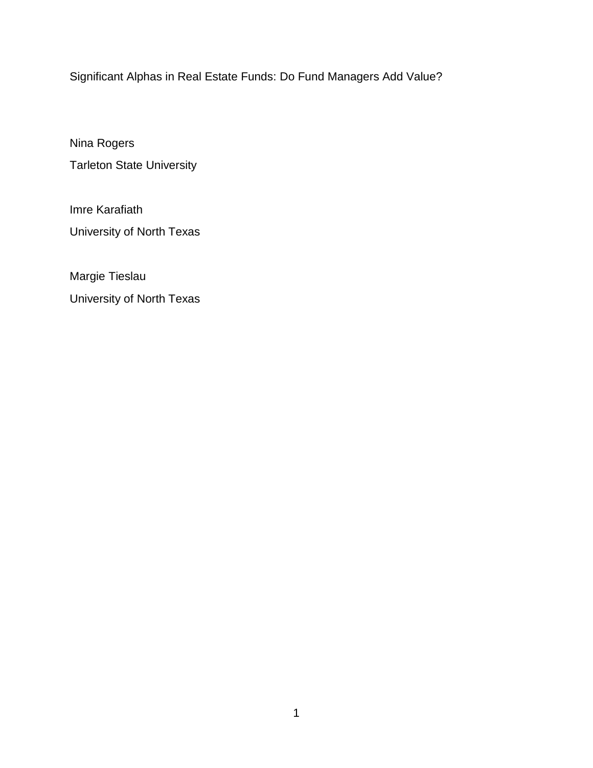# Significant Alphas in Real Estate Funds: Do Fund Managers Add Value?

Nina Rogers
Tarleton State University

Imre Karafiath
University of North Texas

Margie Tieslau
University of North Texas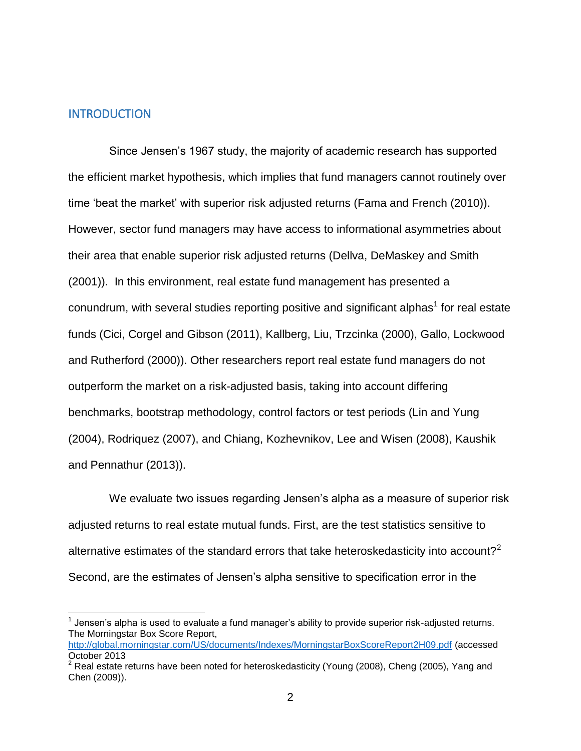## INTRODUCTION

Since Jensen's 1967 study, the majority of academic research has supported the efficient market hypothesis, which implies that fund managers cannot routinely over time 'beat the market' with superior risk adjusted returns (Fama and French (2010)). However, sector fund managers may have access to informational asymmetries about their area that enable superior risk adjusted returns (Dellva, DeMaskey and Smith (2001)). In this environment, real estate fund management has presented a conundrum, with several studies reporting positive and significant alphas[1] for real estate funds (Cici, Corgel and Gibson (2011), Kallberg, Liu, Trzcinka (2000), Gallo, Lockwood and Rutherford (2000)). Other researchers report real estate fund managers do not outperform the market on a risk-adjusted basis, taking into account differing benchmarks, bootstrap methodology, control factors or test periods (Lin and Yung (2004), Rodriquez (2007), and Chiang, Kozhevnikov, Lee and Wisen (2008), Kaushik and Pennathur (2013)).

We evaluate two issues regarding Jensen's alpha as a measure of superior risk adjusted returns to real estate mutual funds. First, are the test statistics sensitive to alternative estimates of the standard errors that take heteroskedasticity into account?[2] Second, are the estimates of Jensen's alpha sensitive to specification error in the

[1] Jensen's alpha is used to evaluate a fund manager's ability to provide superior risk-adjusted returns. The Morningstar Box Score Report, http://global.morningstar.com/US/documents/Indexes/MorningstarBoxScoreReport2H09.pdf (accessed October 2013

[2] Real estate returns have been noted for heteroskedasticity (Young (2008), Cheng (2005), Yang and Chen (2009)).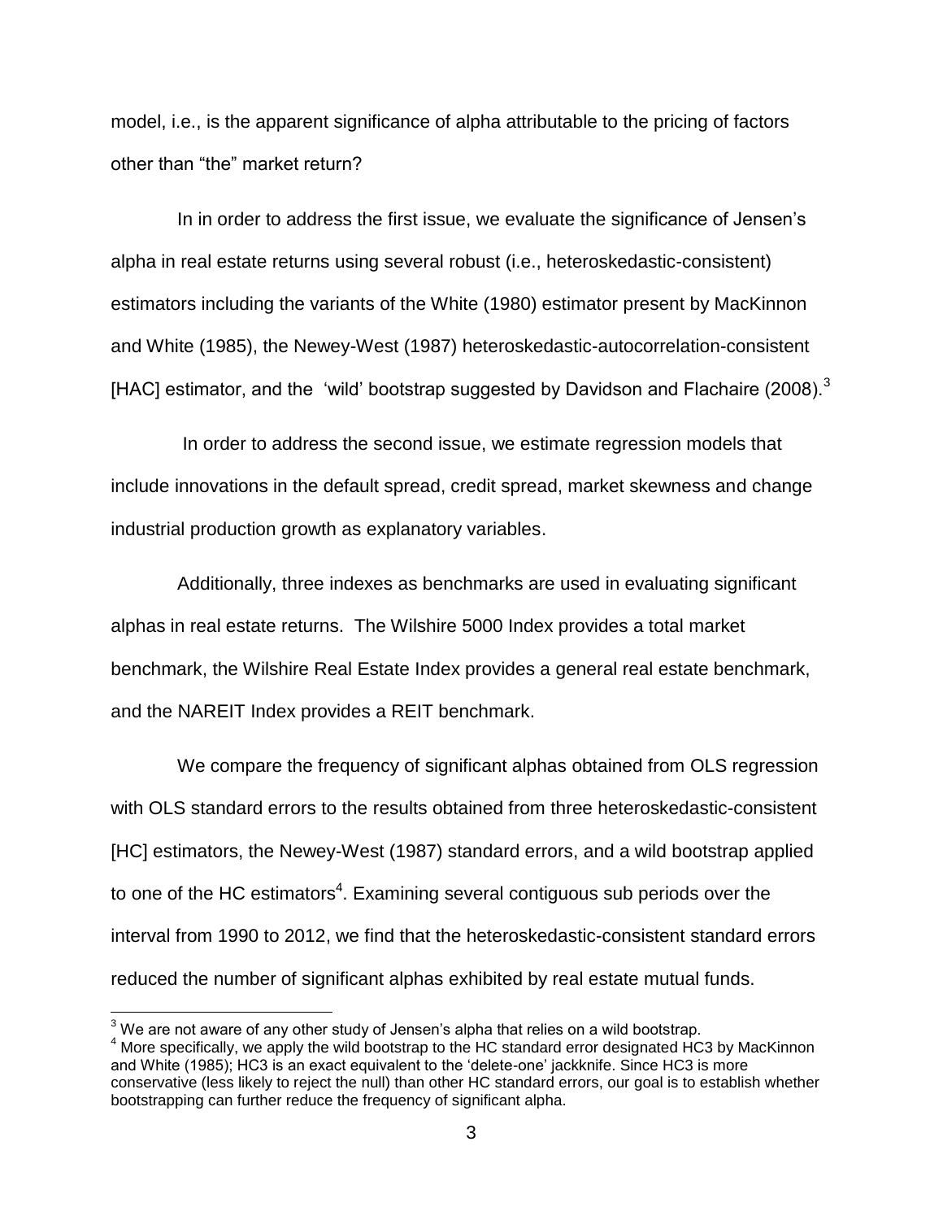model, i.e., is the apparent significance of alpha attributable to the pricing of factors other than “the” market return?

In in order to address the first issue, we evaluate the significance of Jensen’s alpha in real estate returns using several robust (i.e., heteroskedastic-consistent) estimators including the variants of the White (1980) estimator present by MacKinnon and White (1985), the Newey-West (1987) heteroskedastic-autocorrelation-consistent [HAC] estimator, and the ‘wild’ bootstrap suggested by Davidson and Flachaire (2008).[3]

In order to address the second issue, we estimate regression models that include innovations in the default spread, credit spread, market skewness and change industrial production growth as explanatory variables.

Additionally, three indexes as benchmarks are used in evaluating significant alphas in real estate returns. The Wilshire 5000 Index provides a total market benchmark, the Wilshire Real Estate Index provides a general real estate benchmark, and the NAREIT Index provides a REIT benchmark.

We compare the frequency of significant alphas obtained from OLS regression with OLS standard errors to the results obtained from three heteroskedastic-consistent [HC] estimators, the Newey-West (1987) standard errors, and a wild bootstrap applied to one of the HC estimators[4]. Examining several contiguous sub periods over the interval from 1990 to 2012, we find that the heteroskedastic-consistent standard errors reduced the number of significant alphas exhibited by real estate mutual funds.

---

[3] We are not aware of any other study of Jensen’s alpha that relies on a wild bootstrap.

[4] More specifically, we apply the wild bootstrap to the HC standard error designated HC3 by MacKinnon and White (1985); HC3 is an exact equivalent to the ‘delete-one’ jackknife. Since HC3 is more conservative (less likely to reject the null) than other HC standard errors, our goal is to establish whether bootstrapping can further reduce the frequency of significant alpha.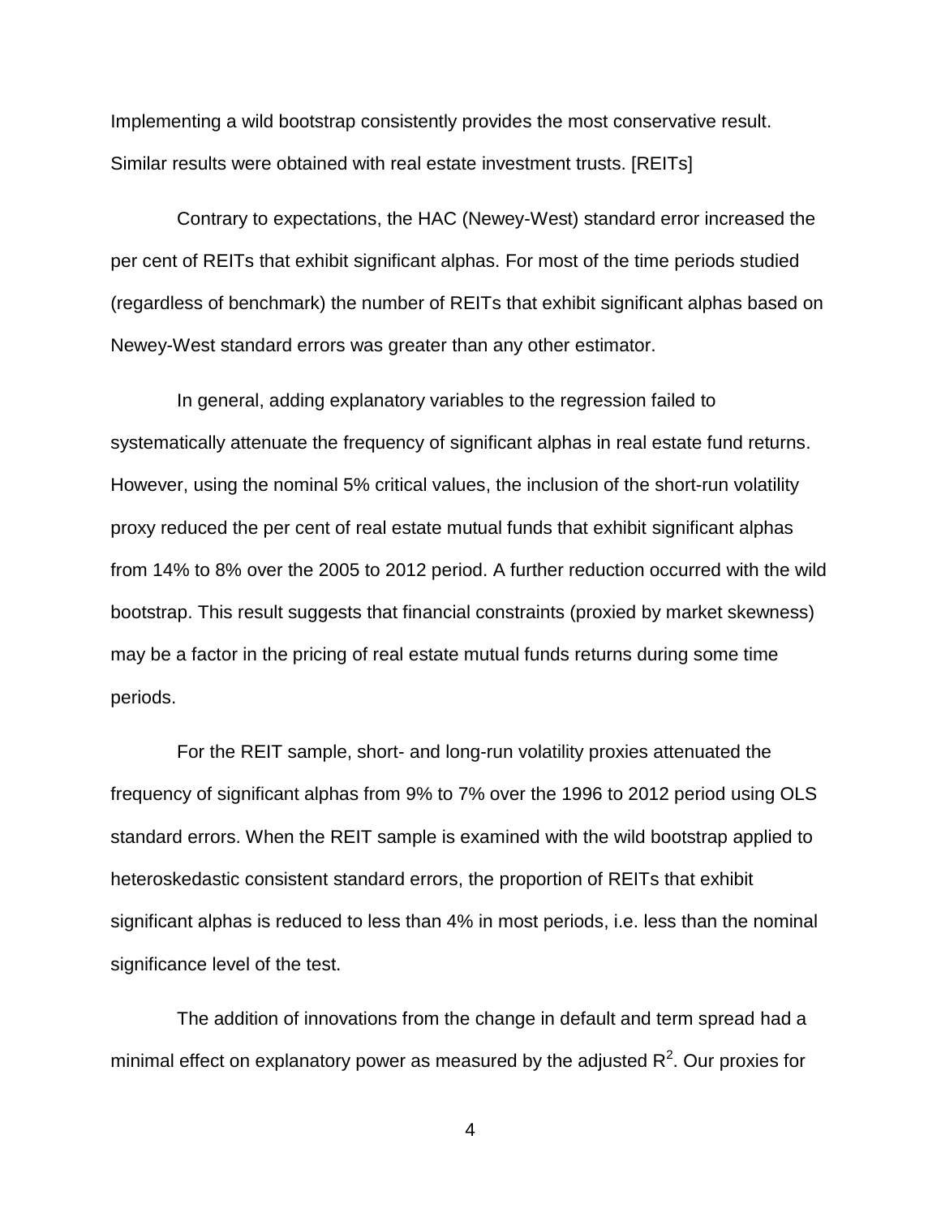Implementing a wild bootstrap consistently provides the most conservative result. Similar results were obtained with real estate investment trusts. [REITs]

Contrary to expectations, the HAC (Newey-West) standard error increased the per cent of REITs that exhibit significant alphas. For most of the time periods studied (regardless of benchmark) the number of REITs that exhibit significant alphas based on Newey-West standard errors was greater than any other estimator.

In general, adding explanatory variables to the regression failed to systematically attenuate the frequency of significant alphas in real estate fund returns. However, using the nominal 5% critical values, the inclusion of the short-run volatility proxy reduced the per cent of real estate mutual funds that exhibit significant alphas from 14% to 8% over the 2005 to 2012 period. A further reduction occurred with the wild bootstrap. This result suggests that financial constraints (proxied by market skewness) may be a factor in the pricing of real estate mutual funds returns during some time periods.

For the REIT sample, short- and long-run volatility proxies attenuated the frequency of significant alphas from 9% to 7% over the 1996 to 2012 period using OLS standard errors. When the REIT sample is examined with the wild bootstrap applied to heteroskedastic consistent standard errors, the proportion of REITs that exhibit significant alphas is reduced to less than 4% in most periods, i.e. less than the nominal significance level of the test.

The addition of innovations from the change in default and term spread had a minimal effect on explanatory power as measured by the adjusted $R^2$. Our proxies for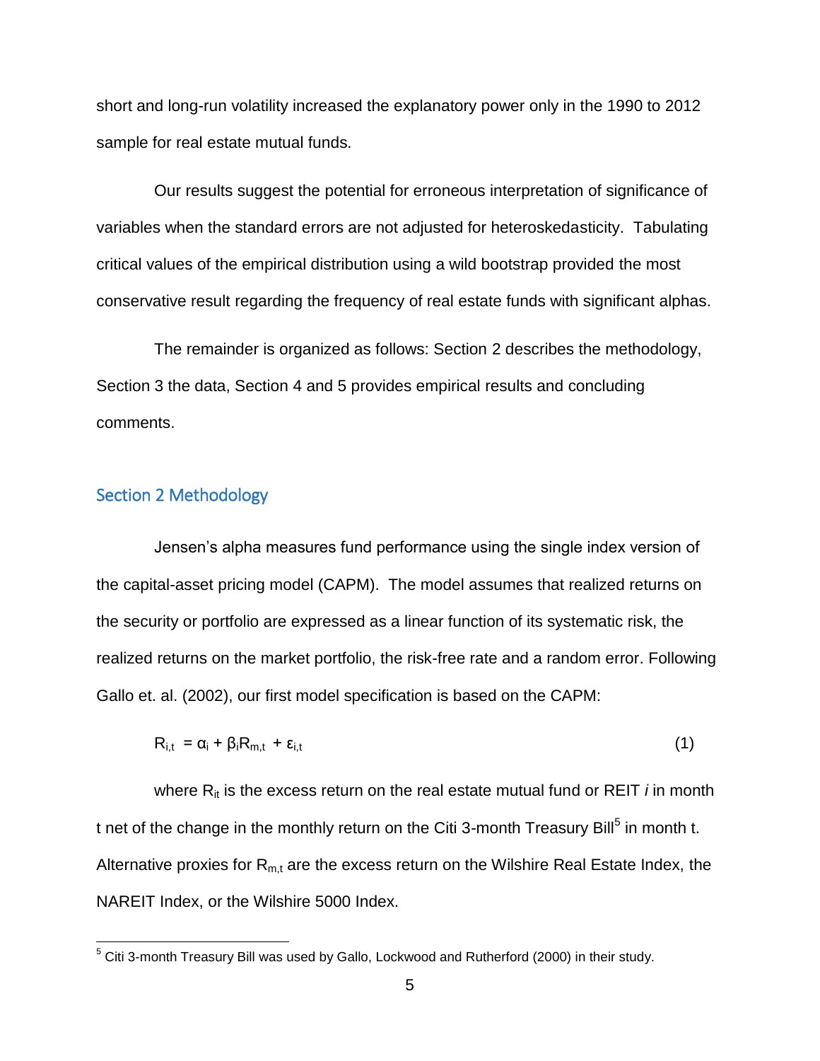short and long-run volatility increased the explanatory power only in the 1990 to 2012 sample for real estate mutual funds.

Our results suggest the potential for erroneous interpretation of significance of variables when the standard errors are not adjusted for heteroskedasticity. Tabulating critical values of the empirical distribution using a wild bootstrap provided the most conservative result regarding the frequency of real estate funds with significant alphas.

The remainder is organized as follows: Section 2 describes the methodology, Section 3 the data, Section 4 and 5 provides empirical results and concluding comments.

## Section 2 Methodology

Jensen's alpha measures fund performance using the single index version of the capital-asset pricing model (CAPM). The model assumes that realized returns on the security or portfolio are expressed as a linear function of its systematic risk, the realized returns on the market portfolio, the risk-free rate and a random error. Following Gallo et. al. (2002), our first model specification is based on the CAPM:

$$R_{i,t} = \alpha_i + \beta_i R_{m,t} + \varepsilon_{i,t} \tag{1}$$

where $R_{it}$ is the excess return on the real estate mutual fund or REIT *i* in month t net of the change in the monthly return on the Citi 3-month Treasury Bill[5] in month t. Alternative proxies for $R_{m,t}$ are the excess return on the Wilshire Real Estate Index, the NAREIT Index, or the Wilshire 5000 Index.

[5] Citi 3-month Treasury Bill was used by Gallo, Lockwood and Rutherford (2000) in their study.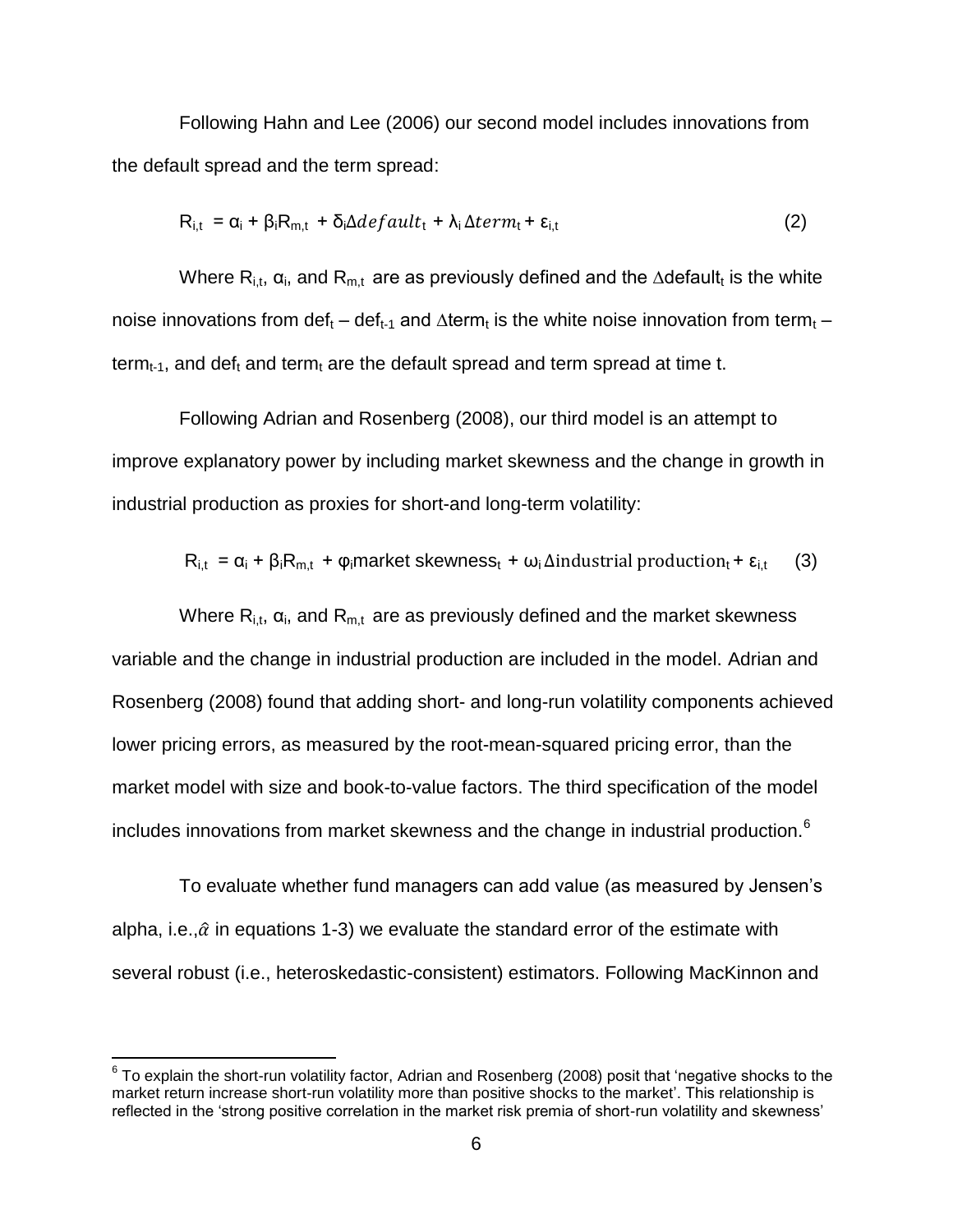Following Hahn and Lee (2006) our second model includes innovations from the default spread and the term spread:

$$R_{i,t} = \alpha_i + \beta_i R_{m,t} + \delta_i \Delta default_t + \lambda_i \Delta term_t + \varepsilon_{i,t} \quad (2)$$

Where $R_{i,t}$, $\alpha_i$, and $R_{m,t}$ are as previously defined and the $\Delta default_t$ is the white noise innovations from $def_t - def_{t-1}$ and $\Delta term_t$ is the white noise innovation from $term_t - term_{t-1}$, and $def_t$ and $term_t$ are the default spread and term spread at time t.

Following Adrian and Rosenberg (2008), our third model is an attempt to improve explanatory power by including market skewness and the change in growth in industrial production as proxies for short-and long-term volatility:

$$R_{i,t} = \alpha_i + \beta_i R_{m,t} + \varphi_i \text{market skewness}_t + \omega_i \Delta \text{industrial production}_t + \varepsilon_{i,t} \quad (3)$$

Where $R_{i,t}$, $\alpha_i$, and $R_{m,t}$ are as previously defined and the market skewness variable and the change in industrial production are included in the model. Adrian and Rosenberg (2008) found that adding short- and long-run volatility components achieved lower pricing errors, as measured by the root-mean-squared pricing error, than the market model with size and book-to-value factors. The third specification of the model includes innovations from market skewness and the change in industrial production.[6]

To evaluate whether fund managers can add value (as measured by Jensen's alpha, i.e.,$\hat{\alpha}$ in equations 1-3) we evaluate the standard error of the estimate with several robust (i.e., heteroskedastic-consistent) estimators. Following MacKinnon and

[6] To explain the short-run volatility factor, Adrian and Rosenberg (2008) posit that 'negative shocks to the market return increase short-run volatility more than positive shocks to the market'. This relationship is reflected in the 'strong positive correlation in the market risk premia of short-run volatility and skewness'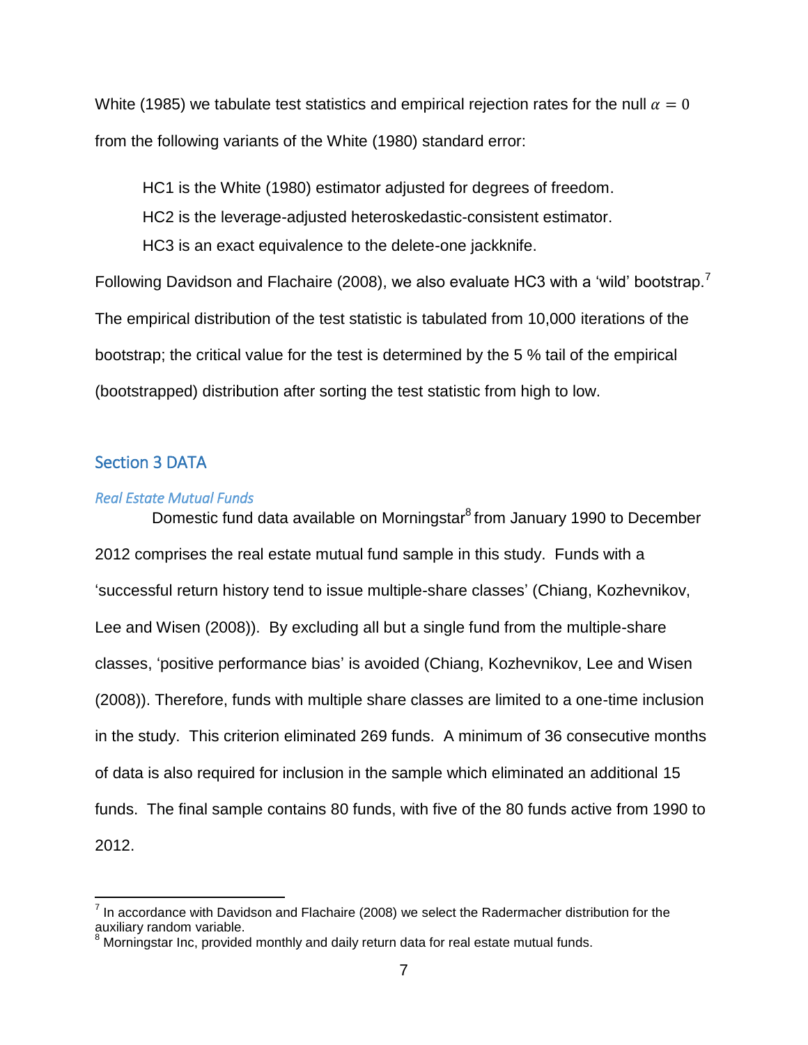White (1985) we tabulate test statistics and empirical rejection rates for the null $\alpha = 0$ from the following variants of the White (1980) standard error:

> HC1 is the White (1980) estimator adjusted for degrees of freedom.
> HC2 is the leverage-adjusted heteroskedastic-consistent estimator.
> HC3 is an exact equivalence to the delete-one jackknife.

Following Davidson and Flachaire (2008), we also evaluate HC3 with a 'wild' bootstrap.[7] The empirical distribution of the test statistic is tabulated from 10,000 iterations of the bootstrap; the critical value for the test is determined by the 5 % tail of the empirical (bootstrapped) distribution after sorting the test statistic from high to low.

## Section 3 DATA

### *Real Estate Mutual Funds*

Domestic fund data available on Morningstar[8] from January 1990 to December 2012 comprises the real estate mutual fund sample in this study. Funds with a 'successful return history tend to issue multiple-share classes' (Chiang, Kozhevnikov, Lee and Wisen (2008)). By excluding all but a single fund from the multiple-share classes, 'positive performance bias' is avoided (Chiang, Kozhevnikov, Lee and Wisen (2008)). Therefore, funds with multiple share classes are limited to a one-time inclusion in the study. This criterion eliminated 269 funds. A minimum of 36 consecutive months of data is also required for inclusion in the sample which eliminated an additional 15 funds. The final sample contains 80 funds, with five of the 80 funds active from 1990 to 2012.

---

[7] In accordance with Davidson and Flachaire (2008) we select the Radermacher distribution for the auxiliary random variable.

[8] Morningstar Inc, provided monthly and daily return data for real estate mutual funds.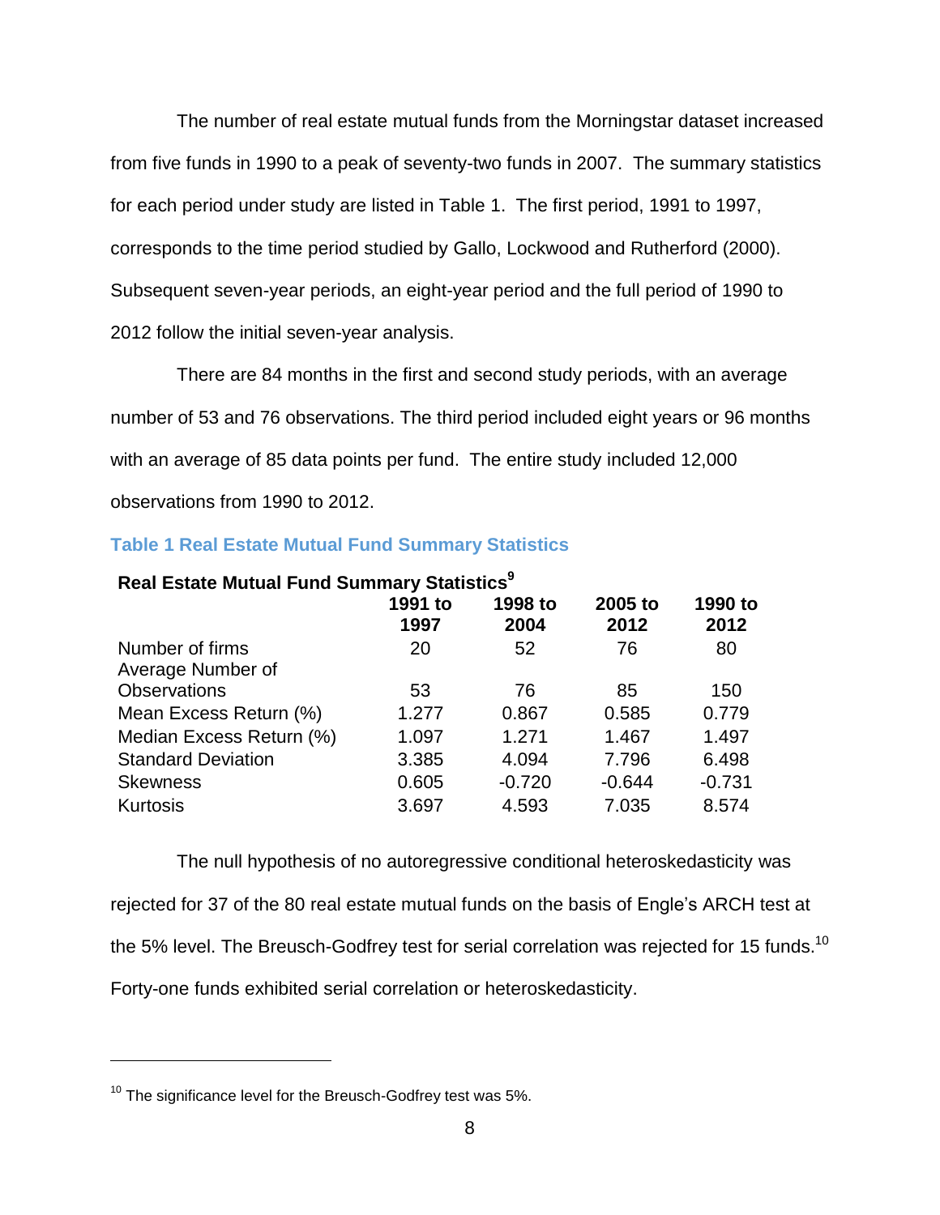The number of real estate mutual funds from the Morningstar dataset increased from five funds in 1990 to a peak of seventy-two funds in 2007. The summary statistics for each period under study are listed in Table 1. The first period, 1991 to 1997, corresponds to the time period studied by Gallo, Lockwood and Rutherford (2000). Subsequent seven-year periods, an eight-year period and the full period of 1990 to 2012 follow the initial seven-year analysis.

There are 84 months in the first and second study periods, with an average number of 53 and 76 observations. The third period included eight years or 96 months with an average of 85 data points per fund. The entire study included 12,000 observations from 1990 to 2012.

### Table 1 Real Estate Mutual Fund Summary Statistics

| Real Estate Mutual Fund Summary Statistics[9] | 1991 to 1997 | 1998 to 2004 | 2005 to 2012 | 1990 to 2012 |
|---|---|---|---|---|
| Number of firms | 20 | 52 | 76 | 80 |
| Average Number of Observations | 53 | 76 | 85 | 150 |
| Mean Excess Return (%) | 1.277 | 0.867 | 0.585 | 0.779 |
| Median Excess Return (%) | 1.097 | 1.271 | 1.467 | 1.497 |
| Standard Deviation | 3.385 | 4.094 | 7.796 | 6.498 |
| Skewness | 0.605 | -0.720 | -0.644 | -0.731 |
| Kurtosis | 3.697 | 4.593 | 7.035 | 8.574 |

The null hypothesis of no autoregressive conditional heteroskedasticity was rejected for 37 of the 80 real estate mutual funds on the basis of Engle's ARCH test at the 5% level. The Breusch-Godfrey test for serial correlation was rejected for 15 funds.[10] Forty-one funds exhibited serial correlation or heteroskedasticity.

[10] The significance level for the Breusch-Godfrey test was 5%.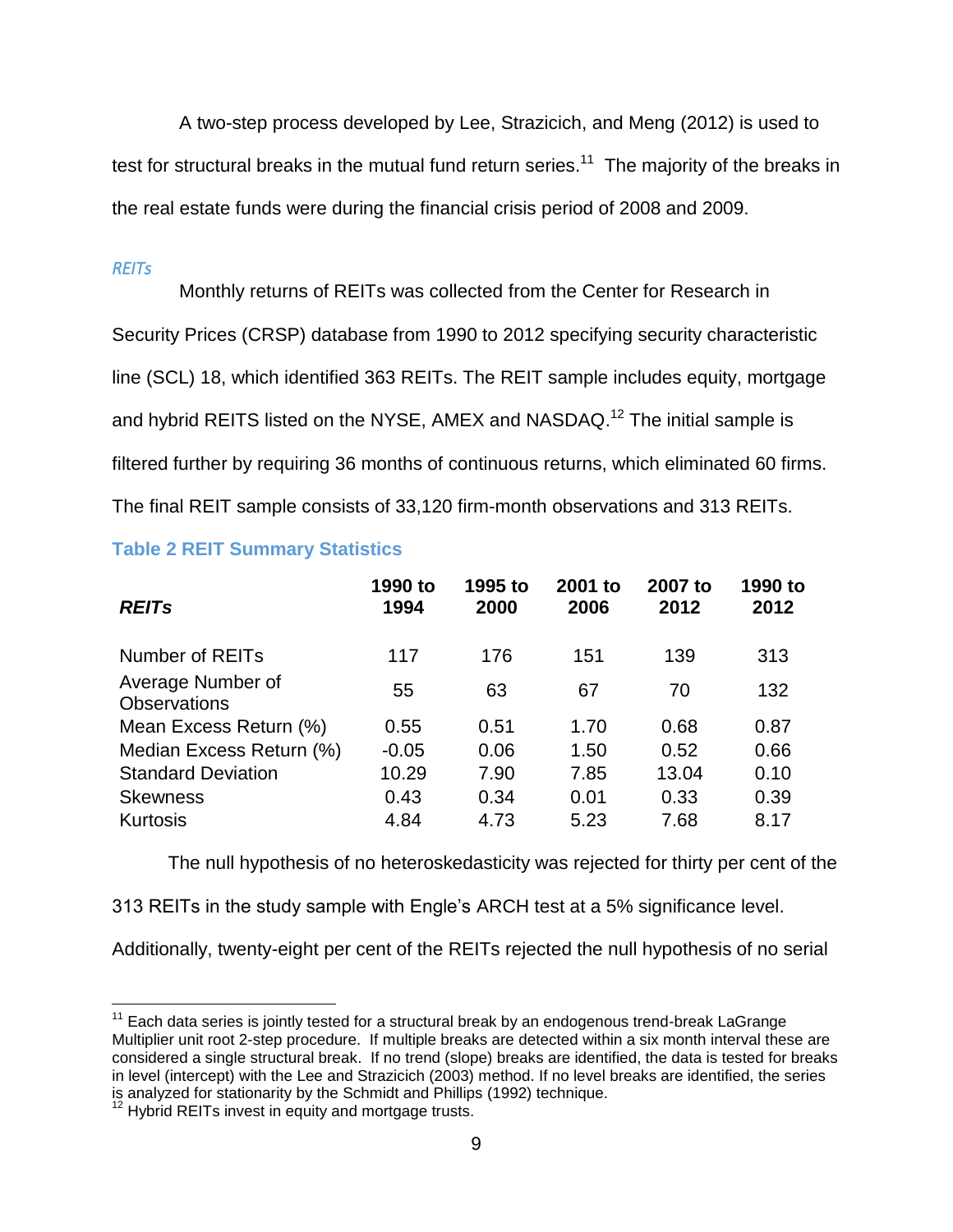A two-step process developed by Lee, Strazicich, and Meng (2012) is used to test for structural breaks in the mutual fund return series.[11] The majority of the breaks in the real estate funds were during the financial crisis period of 2008 and 2009.

### *REITs*

Monthly returns of REITs was collected from the Center for Research in Security Prices (CRSP) database from 1990 to 2012 specifying security characteristic line (SCL) 18, which identified 363 REITs. The REIT sample includes equity, mortgage and hybrid REITS listed on the NYSE, AMEX and NASDAQ.[12] The initial sample is filtered further by requiring 36 months of continuous returns, which eliminated 60 firms. The final REIT sample consists of 33,120 firm-month observations and 313 REITs.

**Table 2 REIT Summary Statistics**

| ***REITs*** | **1990 to 1994** | **1995 to 2000** | **2001 to 2006** | **2007 to 2012** | **1990 to 2012** |
|---|---|---|---|---|---|
| Number of REITs | 117 | 176 | 151 | 139 | 313 |
| Average Number of Observations | 55 | 63 | 67 | 70 | 132 |
| Mean Excess Return (%) | 0.55 | 0.51 | 1.70 | 0.68 | 0.87 |
| Median Excess Return (%) | -0.05 | 0.06 | 1.50 | 0.52 | 0.66 |
| Standard Deviation | 10.29 | 7.90 | 7.85 | 13.04 | 0.10 |
| Skewness | 0.43 | 0.34 | 0.01 | 0.33 | 0.39 |
| Kurtosis | 4.84 | 4.73 | 5.23 | 7.68 | 8.17 |

The null hypothesis of no heteroskedasticity was rejected for thirty per cent of the 313 REITs in the study sample with Engle's ARCH test at a 5% significance level. Additionally, twenty-eight per cent of the REITs rejected the null hypothesis of no serial

---

[11] Each data series is jointly tested for a structural break by an endogenous trend-break LaGrange Multiplier unit root 2-step procedure. If multiple breaks are detected within a six month interval these are considered a single structural break. If no trend (slope) breaks are identified, the data is tested for breaks in level (intercept) with the Lee and Strazicich (2003) method. If no level breaks are identified, the series is analyzed for stationarity by the Schmidt and Phillips (1992) technique.

[12] Hybrid REITs invest in equity and mortgage trusts.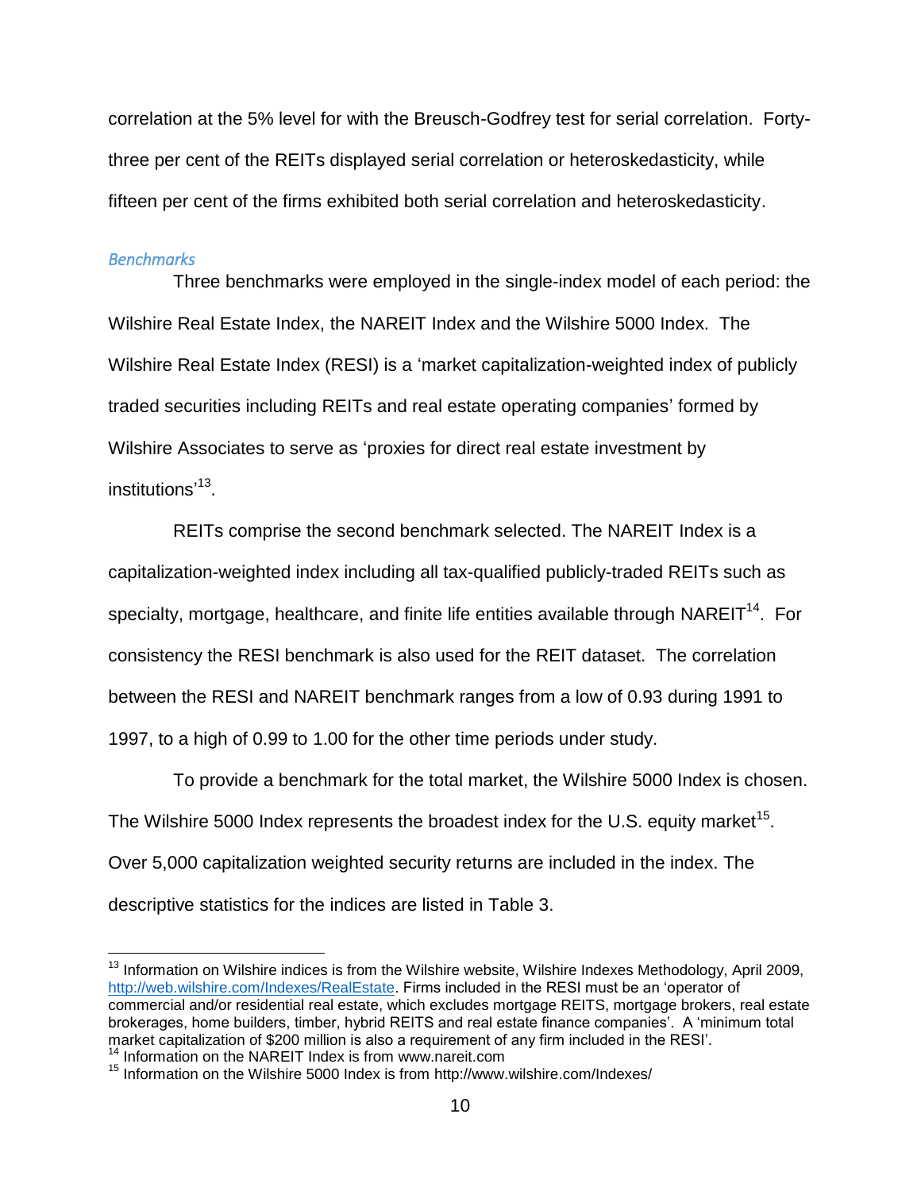correlation at the 5% level for with the Breusch-Godfrey test for serial correlation. Forty-three per cent of the REITs displayed serial correlation or heteroskedasticity, while fifteen per cent of the firms exhibited both serial correlation and heteroskedasticity.

### *Benchmarks*

Three benchmarks were employed in the single-index model of each period: the Wilshire Real Estate Index, the NAREIT Index and the Wilshire 5000 Index. The Wilshire Real Estate Index (RESI) is a 'market capitalization-weighted index of publicly traded securities including REITs and real estate operating companies' formed by Wilshire Associates to serve as 'proxies for direct real estate investment by institutions'[13].

REITs comprise the second benchmark selected. The NAREIT Index is a capitalization-weighted index including all tax-qualified publicly-traded REITs such as specialty, mortgage, healthcare, and finite life entities available through NAREIT[14]. For consistency the RESI benchmark is also used for the REIT dataset. The correlation between the RESI and NAREIT benchmark ranges from a low of 0.93 during 1991 to 1997, to a high of 0.99 to 1.00 for the other time periods under study.

To provide a benchmark for the total market, the Wilshire 5000 Index is chosen. The Wilshire 5000 Index represents the broadest index for the U.S. equity market[15]. Over 5,000 capitalization weighted security returns are included in the index. The descriptive statistics for the indices are listed in Table 3.

---

[13] Information on Wilshire indices is from the Wilshire website, Wilshire Indexes Methodology, April 2009, http://web.wilshire.com/Indexes/RealEstate. Firms included in the RESI must be an 'operator of commercial and/or residential real estate, which excludes mortgage REITS, mortgage brokers, real estate brokerages, home builders, timber, hybrid REITS and real estate finance companies'. A 'minimum total market capitalization of $200 million is also a requirement of any firm included in the RESI'.

[14] Information on the NAREIT Index is from www.nareit.com

[15] Information on the Wilshire 5000 Index is from http://www.wilshire.com/Indexes/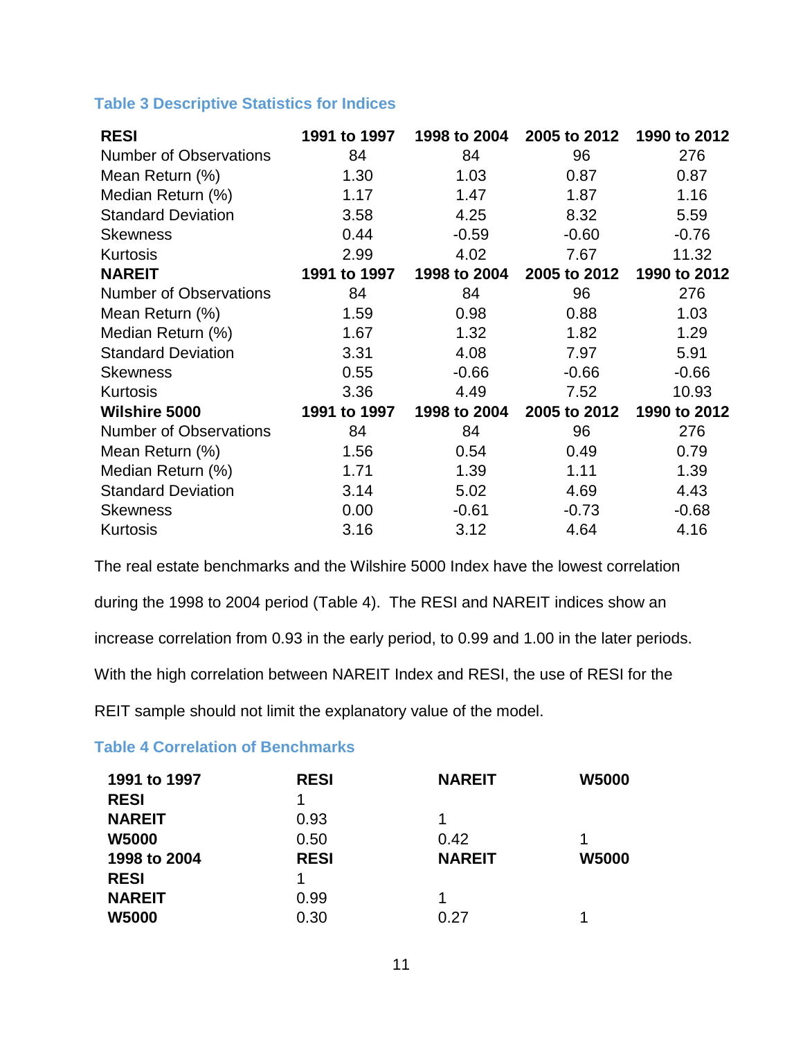### Table 3 Descriptive Statistics for Indices

| **RESI** | **1991 to 1997** | **1998 to 2004** | **2005 to 2012** | **1990 to 2012** |
|---|---|---|---|---|
| Number of Observations | 84 | 84 | 96 | 276 |
| Mean Return (%) | 1.30 | 1.03 | 0.87 | 0.87 |
| Median Return (%) | 1.17 | 1.47 | 1.87 | 1.16 |
| Standard Deviation | 3.58 | 4.25 | 8.32 | 5.59 |
| Skewness | 0.44 | -0.59 | -0.60 | -0.76 |
| Kurtosis | 2.99 | 4.02 | 7.67 | 11.32 |
| **NAREIT** | **1991 to 1997** | **1998 to 2004** | **2005 to 2012** | **1990 to 2012** |
| Number of Observations | 84 | 84 | 96 | 276 |
| Mean Return (%) | 1.59 | 0.98 | 0.88 | 1.03 |
| Median Return (%) | 1.67 | 1.32 | 1.82 | 1.29 |
| Standard Deviation | 3.31 | 4.08 | 7.97 | 5.91 |
| Skewness | 0.55 | -0.66 | -0.66 | -0.66 |
| Kurtosis | 3.36 | 4.49 | 7.52 | 10.93 |
| **Wilshire 5000** | **1991 to 1997** | **1998 to 2004** | **2005 to 2012** | **1990 to 2012** |
| Number of Observations | 84 | 84 | 96 | 276 |
| Mean Return (%) | 1.56 | 0.54 | 0.49 | 0.79 |
| Median Return (%) | 1.71 | 1.39 | 1.11 | 1.39 |
| Standard Deviation | 3.14 | 5.02 | 4.69 | 4.43 |
| Skewness | 0.00 | -0.61 | -0.73 | -0.68 |
| Kurtosis | 3.16 | 3.12 | 4.64 | 4.16 |

The real estate benchmarks and the Wilshire 5000 Index have the lowest correlation during the 1998 to 2004 period (Table 4). The RESI and NAREIT indices show an increase correlation from 0.93 in the early period, to 0.99 and 1.00 in the later periods. With the high correlation between NAREIT Index and RESI, the use of RESI for the REIT sample should not limit the explanatory value of the model.

### Table 4 Correlation of Benchmarks

| **1991 to 1997** | **RESI** | **NAREIT** | **W5000** |
|---|---|---|---|
| **RESI** | 1 | | |
| **NAREIT** | 0.93 | 1 | |
| **W5000** | 0.50 | 0.42 | 1 |
| **1998 to 2004** | **RESI** | **NAREIT** | **W5000** |
| **RESI** | 1 | | |
| **NAREIT** | 0.99 | 1 | |
| **W5000** | 0.30 | 0.27 | 1 |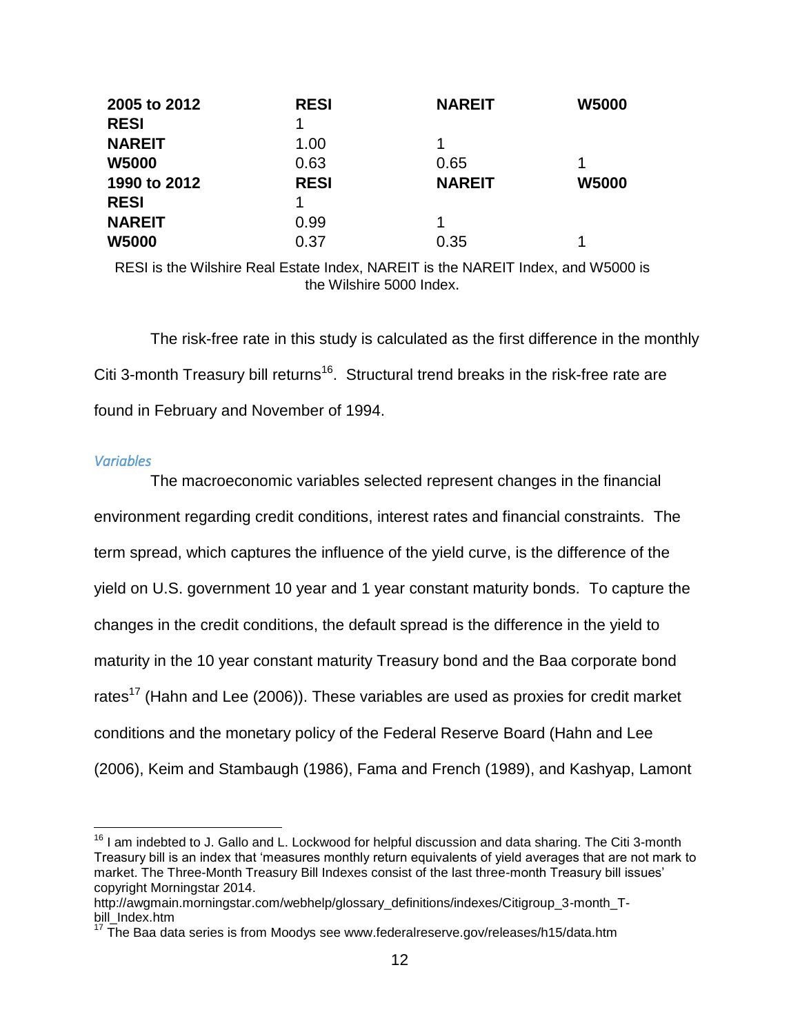| 2005 to 2012 | RESI | NAREIT | W5000 |
|---|---|---|---|
| RESI | 1 | | |
| NAREIT | 1.00 | 1 | |
| W5000 | 0.63 | 0.65 | 1 |
| **1990 to 2012** | **RESI** | **NAREIT** | **W5000** |
| RESI | 1 | | |
| NAREIT | 0.99 | 1 | |
| W5000 | 0.37 | 0.35 | 1 |

RESI is the Wilshire Real Estate Index, NAREIT is the NAREIT Index, and W5000 is the Wilshire 5000 Index.

The risk-free rate in this study is calculated as the first difference in the monthly Citi 3-month Treasury bill returns[16]. Structural trend breaks in the risk-free rate are found in February and November of 1994.

### *Variables*

The macroeconomic variables selected represent changes in the financial environment regarding credit conditions, interest rates and financial constraints. The term spread, which captures the influence of the yield curve, is the difference of the yield on U.S. government 10 year and 1 year constant maturity bonds. To capture the changes in the credit conditions, the default spread is the difference in the yield to maturity in the 10 year constant maturity Treasury bond and the Baa corporate bond rates[17] (Hahn and Lee (2006)). These variables are used as proxies for credit market conditions and the monetary policy of the Federal Reserve Board (Hahn and Lee (2006), Keim and Stambaugh (1986), Fama and French (1989), and Kashyap, Lamont

[16] I am indebted to J. Gallo and L. Lockwood for helpful discussion and data sharing. The Citi 3-month Treasury bill is an index that 'measures monthly return equivalents of yield averages that are not mark to market. The Three-Month Treasury Bill Indexes consist of the last three-month Treasury bill issues' copyright Morningstar 2014. http://awgmain.morningstar.com/webhelp/glossary_definitions/indexes/Citigroup_3-month_T-bill_Index.htm

[17] The Baa data series is from Moodys see www.federalreserve.gov/releases/h15/data.htm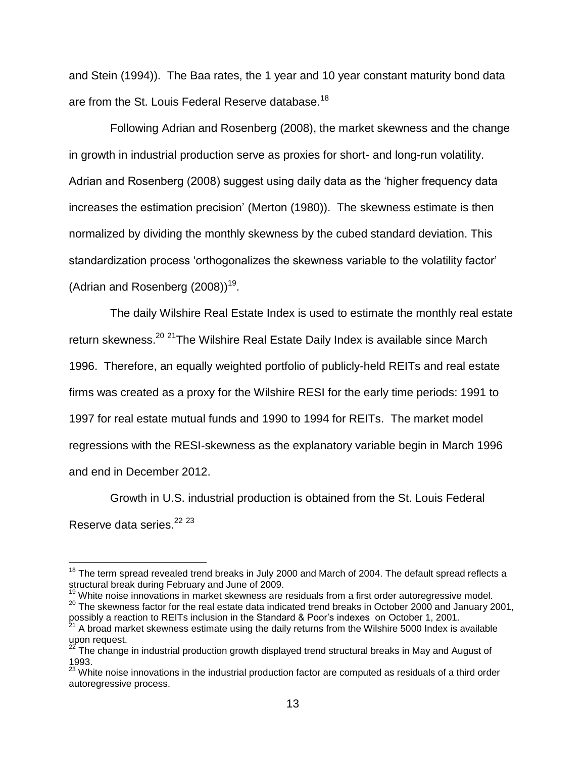and Stein (1994)). The Baa rates, the 1 year and 10 year constant maturity bond data are from the St. Louis Federal Reserve database.[18]

Following Adrian and Rosenberg (2008), the market skewness and the change in growth in industrial production serve as proxies for short- and long-run volatility. Adrian and Rosenberg (2008) suggest using daily data as the 'higher frequency data increases the estimation precision' (Merton (1980)). The skewness estimate is then normalized by dividing the monthly skewness by the cubed standard deviation. This standardization process 'orthogonalizes the skewness variable to the volatility factor' (Adrian and Rosenberg (2008))[19].

The daily Wilshire Real Estate Index is used to estimate the monthly real estate return skewness.[20] [21]The Wilshire Real Estate Daily Index is available since March 1996. Therefore, an equally weighted portfolio of publicly-held REITs and real estate firms was created as a proxy for the Wilshire RESI for the early time periods: 1991 to 1997 for real estate mutual funds and 1990 to 1994 for REITs. The market model regressions with the RESI-skewness as the explanatory variable begin in March 1996 and end in December 2012.

Growth in U.S. industrial production is obtained from the St. Louis Federal Reserve data series.[22] [23]

---

[18] The term spread revealed trend breaks in July 2000 and March of 2004. The default spread reflects a structural break during February and June of 2009.

[19] White noise innovations in market skewness are residuals from a first order autoregressive model.

[20] The skewness factor for the real estate data indicated trend breaks in October 2000 and January 2001, possibly a reaction to REITs inclusion in the Standard & Poor's indexes on October 1, 2001.

[21] A broad market skewness estimate using the daily returns from the Wilshire 5000 Index is available upon request.

[22] The change in industrial production growth displayed trend structural breaks in May and August of 1993.

[23] White noise innovations in the industrial production factor are computed as residuals of a third order autoregressive process.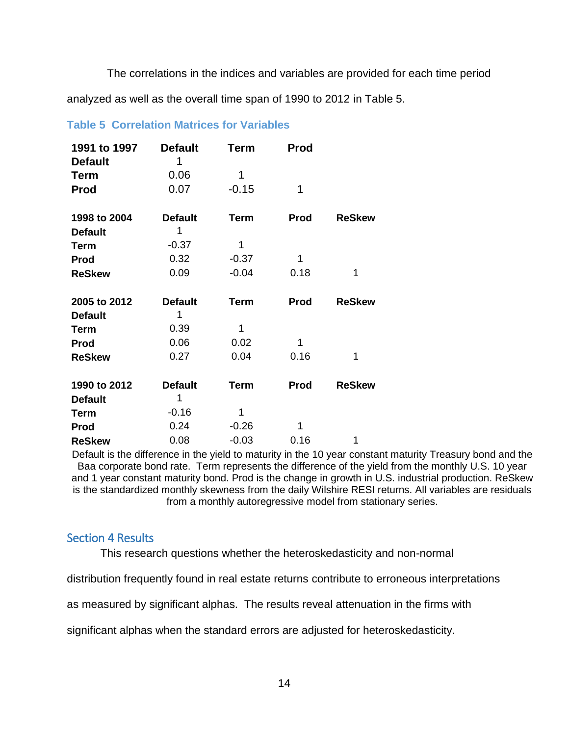The correlations in the indices and variables are provided for each time period analyzed as well as the overall time span of 1990 to 2012 in Table 5.

### Table 5 Correlation Matrices for Variables

| 1991 to 1997 | Default | Term | Prod | |
|---|---|---|---|---|
| Default | 1 | | | |
| Term | 0.06 | 1 | | |
| Prod | 0.07 | -0.15 | 1 | |
| **1998 to 2004** | **Default** | **Term** | **Prod** | **ReSkew** |
| Default | 1 | | | |
| Term | -0.37 | 1 | | |
| Prod | 0.32 | -0.37 | 1 | |
| ReSkew | 0.09 | -0.04 | 0.18 | 1 |
| **2005 to 2012** | **Default** | **Term** | **Prod** | **ReSkew** |
| Default | 1 | | | |
| Term | 0.39 | 1 | | |
| Prod | 0.06 | 0.02 | 1 | |
| ReSkew | 0.27 | 0.04 | 0.16 | 1 |
| **1990 to 2012** | **Default** | **Term** | **Prod** | **ReSkew** |
| Default | 1 | | | |
| Term | -0.16 | 1 | | |
| Prod | 0.24 | -0.26 | 1 | |
| ReSkew | 0.08 | -0.03 | 0.16 | 1 |

Default is the difference in the yield to maturity in the 10 year constant maturity Treasury bond and the Baa corporate bond rate. Term represents the difference of the yield from the monthly U.S. 10 year and 1 year constant maturity bond. Prod is the change in growth in U.S. industrial production. ReSkew is the standardized monthly skewness from the daily Wilshire RESI returns. All variables are residuals from a monthly autoregressive model from stationary series.

## Section 4 Results

This research questions whether the heteroskedasticity and non-normal distribution frequently found in real estate returns contribute to erroneous interpretations as measured by significant alphas. The results reveal attenuation in the firms with significant alphas when the standard errors are adjusted for heteroskedasticity.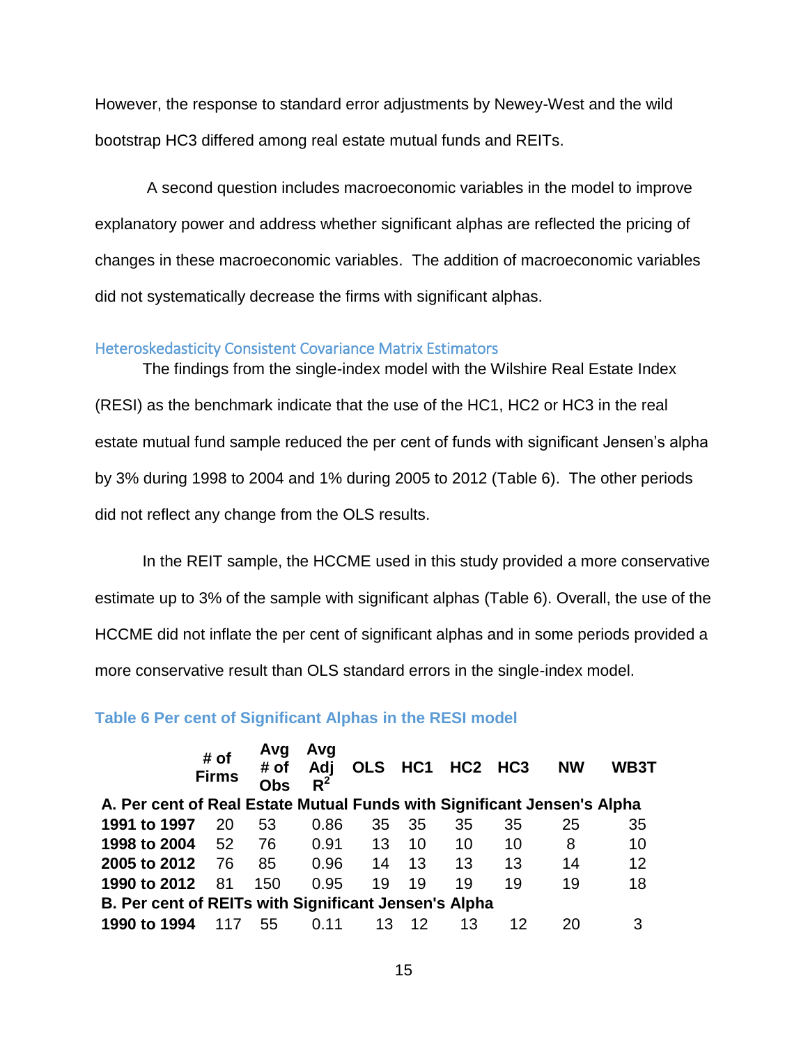However, the response to standard error adjustments by Newey-West and the wild bootstrap HC3 differed among real estate mutual funds and REITs.

A second question includes macroeconomic variables in the model to improve explanatory power and address whether significant alphas are reflected the pricing of changes in these macroeconomic variables. The addition of macroeconomic variables did not systematically decrease the firms with significant alphas.

## Heteroskedasticity Consistent Covariance Matrix Estimators

The findings from the single-index model with the Wilshire Real Estate Index (RESI) as the benchmark indicate that the use of the HC1, HC2 or HC3 in the real estate mutual fund sample reduced the per cent of funds with significant Jensen's alpha by 3% during 1998 to 2004 and 1% during 2005 to 2012 (Table 6). The other periods did not reflect any change from the OLS results.

In the REIT sample, the HCCME used in this study provided a more conservative estimate up to 3% of the sample with significant alphas (Table 6). Overall, the use of the HCCME did not inflate the per cent of significant alphas and in some periods provided a more conservative result than OLS standard errors in the single-index model.

**Table 6 Per cent of Significant Alphas in the RESI model**

| | # of Firms | Avg # of Obs | Avg Adj $R^2$ | OLS | HC1 | HC2 | HC3 | NW | WB3T |
|---|---|---|---|---|---|---|---|---|---|
| **A. Per cent of Real Estate Mutual Funds with Significant Jensen's Alpha** | | | | | | | | | |
| **1991 to 1997** | 20 | 53 | 0.86 | 35 | 35 | 35 | 35 | 25 | 35 |
| **1998 to 2004** | 52 | 76 | 0.91 | 13 | 10 | 10 | 10 | 8 | 10 |
| **2005 to 2012** | 76 | 85 | 0.96 | 14 | 13 | 13 | 13 | 14 | 12 |
| **1990 to 2012** | 81 | 150 | 0.95 | 19 | 19 | 19 | 19 | 19 | 18 |
| **B. Per cent of REITs with Significant Jensen's Alpha** | | | | | | | | | |
| **1990 to 1994** | 117 | 55 | 0.11 | 13 | 12 | 13 | 12 | 20 | 3 |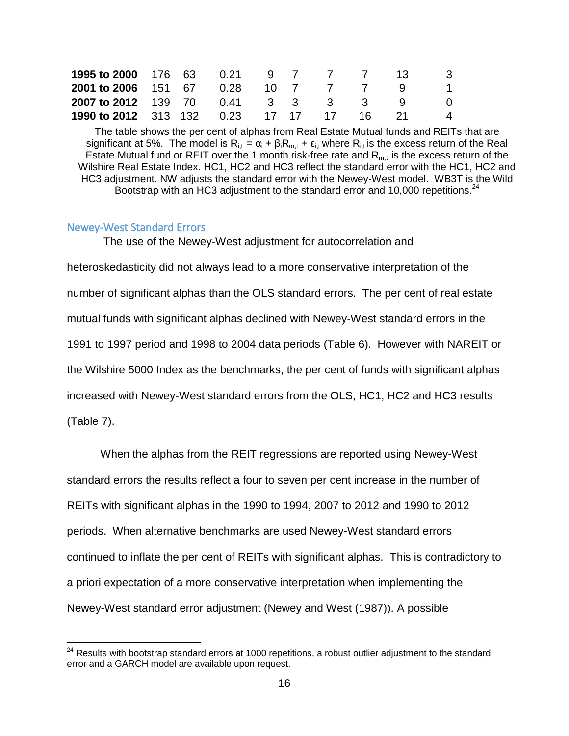| | | | | | | | | | |
|---|---|---|---|---|---|---|---|---|---|
| **1995 to 2000** | 176 | 63 | 0.21 | 9 | 7 | 7 | 7 | 13 | 3 |
| **2001 to 2006** | 151 | 67 | 0.28 | 10 | 7 | 7 | 7 | 9 | 1 |
| **2007 to 2012** | 139 | 70 | 0.41 | 3 | 3 | 3 | 3 | 9 | 0 |
| **1990 to 2012** | 313 | 132 | 0.23 | 17 | 17 | 17 | 16 | 21 | 4 |

The table shows the per cent of alphas from Real Estate Mutual funds and REITs that are significant at 5%. The model is $R_{i,t} = \alpha_i + \beta_i R_{m,t} + \varepsilon_{i,t}$ where $R_{i,t}$ is the excess return of the Real Estate Mutual fund or REIT over the 1 month risk-free rate and $R_{m,t}$ is the excess return of the Wilshire Real Estate Index. HC1, HC2 and HC3 reflect the standard error with the HC1, HC2 and HC3 adjustment. NW adjusts the standard error with the Newey-West model. WB3T is the Wild Bootstrap with an HC3 adjustment to the standard error and 10,000 repetitions.[24]

## Newey-West Standard Errors

The use of the Newey-West adjustment for autocorrelation and heteroskedasticity did not always lead to a more conservative interpretation of the number of significant alphas than the OLS standard errors. The per cent of real estate mutual funds with significant alphas declined with Newey-West standard errors in the 1991 to 1997 period and 1998 to 2004 data periods (Table 6). However with NAREIT or the Wilshire 5000 Index as the benchmarks, the per cent of funds with significant alphas increased with Newey-West standard errors from the OLS, HC1, HC2 and HC3 results (Table 7).

When the alphas from the REIT regressions are reported using Newey-West standard errors the results reflect a four to seven per cent increase in the number of REITs with significant alphas in the 1990 to 1994, 2007 to 2012 and 1990 to 2012 periods. When alternative benchmarks are used Newey-West standard errors continued to inflate the per cent of REITs with significant alphas. This is contradictory to a priori expectation of a more conservative interpretation when implementing the Newey-West standard error adjustment (Newey and West (1987)). A possible

[24] Results with bootstrap standard errors at 1000 repetitions, a robust outlier adjustment to the standard error and a GARCH model are available upon request.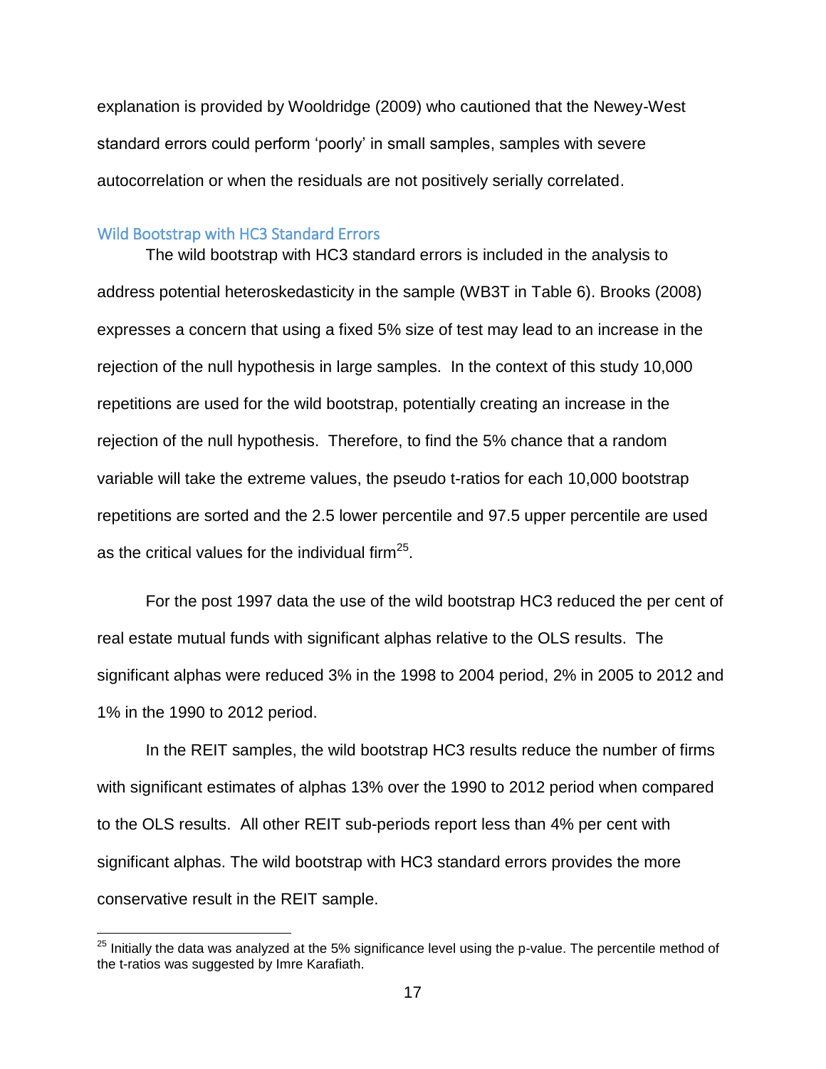explanation is provided by Wooldridge (2009) who cautioned that the Newey-West standard errors could perform 'poorly' in small samples, samples with severe autocorrelation or when the residuals are not positively serially correlated.

### Wild Bootstrap with HC3 Standard Errors

The wild bootstrap with HC3 standard errors is included in the analysis to address potential heteroskedasticity in the sample (WB3T in Table 6). Brooks (2008) expresses a concern that using a fixed 5% size of test may lead to an increase in the rejection of the null hypothesis in large samples. In the context of this study 10,000 repetitions are used for the wild bootstrap, potentially creating an increase in the rejection of the null hypothesis. Therefore, to find the 5% chance that a random variable will take the extreme values, the pseudo t-ratios for each 10,000 bootstrap repetitions are sorted and the 2.5 lower percentile and 97.5 upper percentile are used as the critical values for the individual firm[25].

For the post 1997 data the use of the wild bootstrap HC3 reduced the per cent of real estate mutual funds with significant alphas relative to the OLS results. The significant alphas were reduced 3% in the 1998 to 2004 period, 2% in 2005 to 2012 and 1% in the 1990 to 2012 period.

In the REIT samples, the wild bootstrap HC3 results reduce the number of firms with significant estimates of alphas 13% over the 1990 to 2012 period when compared to the OLS results. All other REIT sub-periods report less than 4% per cent with significant alphas. The wild bootstrap with HC3 standard errors provides the more conservative result in the REIT sample.

---

[25] Initially the data was analyzed at the 5% significance level using the p-value. The percentile method of the t-ratios was suggested by Imre Karafiath.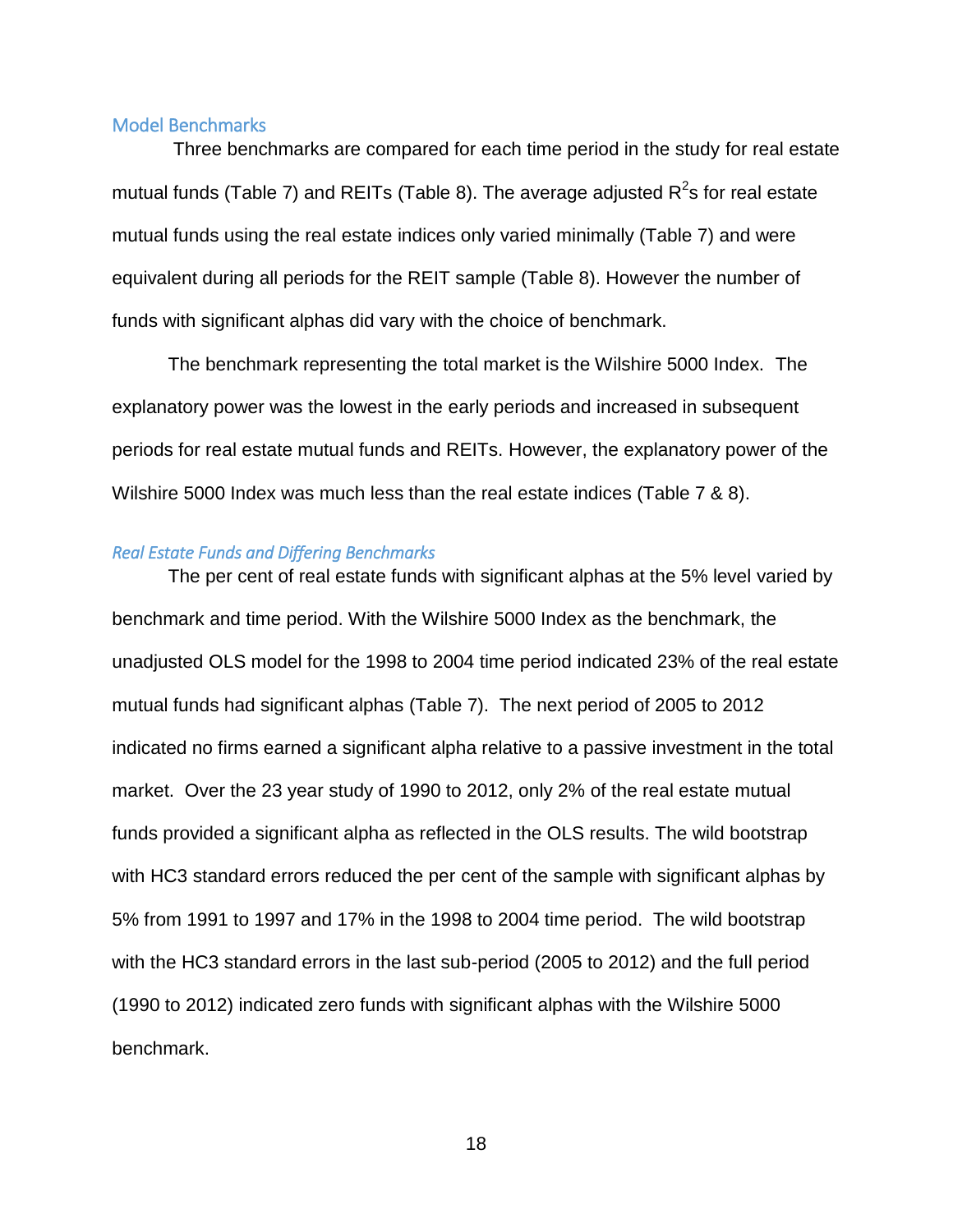## Model Benchmarks

Three benchmarks are compared for each time period in the study for real estate mutual funds (Table 7) and REITs (Table 8). The average adjusted $R^2$s for real estate mutual funds using the real estate indices only varied minimally (Table 7) and were equivalent during all periods for the REIT sample (Table 8). However the number of funds with significant alphas did vary with the choice of benchmark.

The benchmark representing the total market is the Wilshire 5000 Index. The explanatory power was the lowest in the early periods and increased in subsequent periods for real estate mutual funds and REITs. However, the explanatory power of the Wilshire 5000 Index was much less than the real estate indices (Table 7 & 8).

### *Real Estate Funds and Differing Benchmarks*

The per cent of real estate funds with significant alphas at the 5% level varied by benchmark and time period. With the Wilshire 5000 Index as the benchmark, the unadjusted OLS model for the 1998 to 2004 time period indicated 23% of the real estate mutual funds had significant alphas (Table 7). The next period of 2005 to 2012 indicated no firms earned a significant alpha relative to a passive investment in the total market. Over the 23 year study of 1990 to 2012, only 2% of the real estate mutual funds provided a significant alpha as reflected in the OLS results. The wild bootstrap with HC3 standard errors reduced the per cent of the sample with significant alphas by 5% from 1991 to 1997 and 17% in the 1998 to 2004 time period. The wild bootstrap with the HC3 standard errors in the last sub-period (2005 to 2012) and the full period (1990 to 2012) indicated zero funds with significant alphas with the Wilshire 5000 benchmark.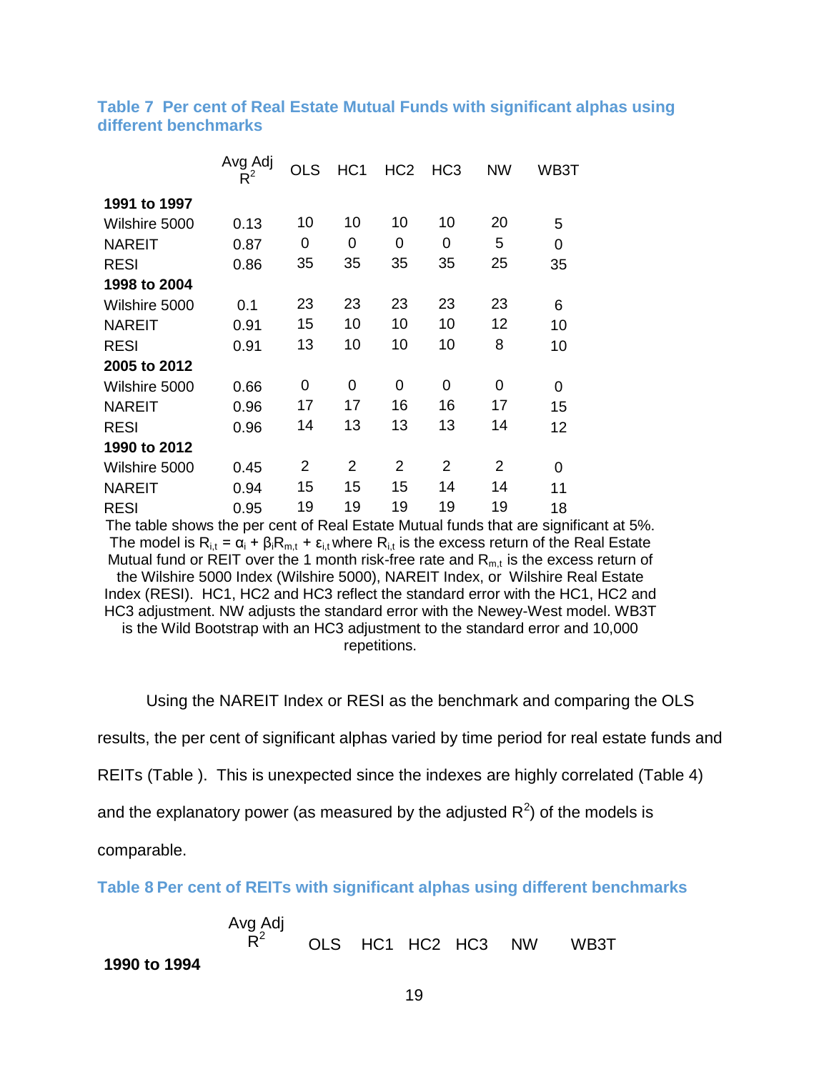### Table 7 Per cent of Real Estate Mutual Funds with significant alphas using different benchmarks

| | Avg Adj $R^2$ | OLS | HC1 | HC2 | HC3 | NW | WB3T |
|---|---|---|---|---|---|---|---|
| **1991 to 1997** | | | | | | | |
| Wilshire 5000 | 0.13 | 10 | 10 | 10 | 10 | 20 | 5 |
| NAREIT | 0.87 | 0 | 0 | 0 | 0 | 5 | 0 |
| RESI | 0.86 | 35 | 35 | 35 | 35 | 25 | 35 |
| **1998 to 2004** | | | | | | | |
| Wilshire 5000 | 0.1 | 23 | 23 | 23 | 23 | 23 | 6 |
| NAREIT | 0.91 | 15 | 10 | 10 | 10 | 12 | 10 |
| RESI | 0.91 | 13 | 10 | 10 | 10 | 8 | 10 |
| **2005 to 2012** | | | | | | | |
| Wilshire 5000 | 0.66 | 0 | 0 | 0 | 0 | 0 | 0 |
| NAREIT | 0.96 | 17 | 17 | 16 | 16 | 17 | 15 |
| RESI | 0.96 | 14 | 13 | 13 | 13 | 14 | 12 |
| **1990 to 2012** | | | | | | | |
| Wilshire 5000 | 0.45 | 2 | 2 | 2 | 2 | 2 | 0 |
| NAREIT | 0.94 | 15 | 15 | 15 | 14 | 14 | 11 |
| RESI | 0.95 | 19 | 19 | 19 | 19 | 19 | 18 |

The table shows the per cent of Real Estate Mutual funds that are significant at 5%. The model is $R_{i,t} = \alpha_i + \beta_i R_{m,t} + \varepsilon_{i,t}$ where $R_{i,t}$ is the excess return of the Real Estate Mutual fund or REIT over the 1 month risk-free rate and $R_{m,t}$ is the excess return of the Wilshire 5000 Index (Wilshire 5000), NAREIT Index, or Wilshire Real Estate Index (RESI). HC1, HC2 and HC3 reflect the standard error with the HC1, HC2 and HC3 adjustment. NW adjusts the standard error with the Newey-West model. WB3T is the Wild Bootstrap with an HC3 adjustment to the standard error and 10,000 repetitions.

Using the NAREIT Index or RESI as the benchmark and comparing the OLS results, the per cent of significant alphas varied by time period for real estate funds and REITs (Table ). This is unexpected since the indexes are highly correlated (Table 4) and the explanatory power (as measured by the adjusted $R^2$) of the models is comparable.

### Table 8 Per cent of REITs with significant alphas using different benchmarks

| | Avg Adj $R^2$ | OLS | HC1 | HC2 | HC3 | NW | WB3T |
|---|---|---|---|---|---|---|---|
| **1990 to 1994** | | | | | | | |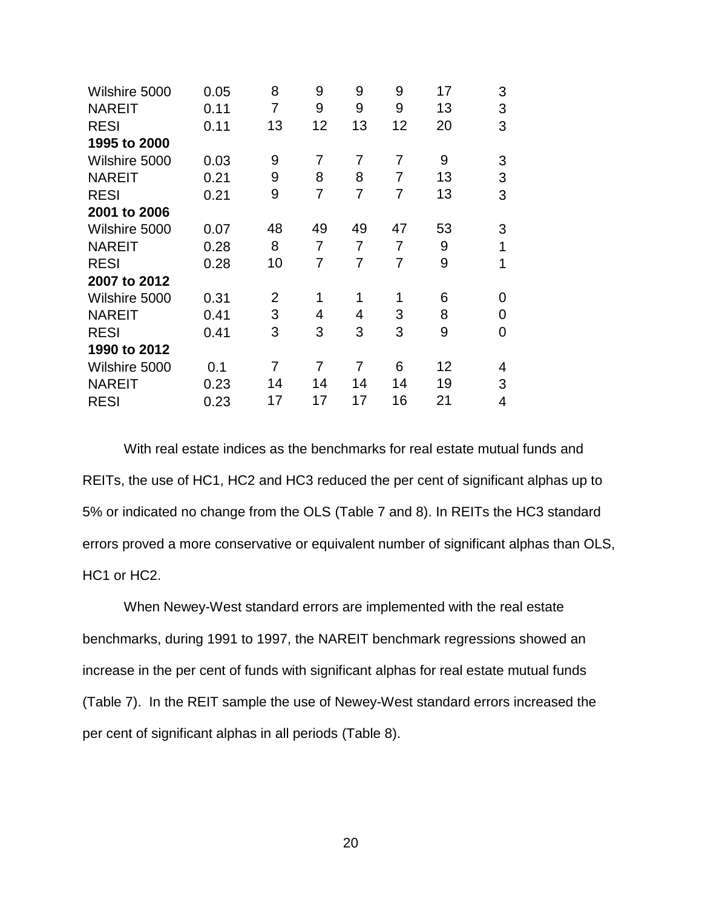| | | | | | | | |
|---|---|---|---|---|---|---|---|
| Wilshire 5000 | 0.05 | 8 | 9 | 9 | 9 | 17 | 3 |
| NAREIT | 0.11 | 7 | 9 | 9 | 9 | 13 | 3 |
| RESI | 0.11 | 13 | 12 | 13 | 12 | 20 | 3 |
| **1995 to 2000** | | | | | | | |
| Wilshire 5000 | 0.03 | 9 | 7 | 7 | 7 | 9 | 3 |
| NAREIT | 0.21 | 9 | 8 | 8 | 7 | 13 | 3 |
| RESI | 0.21 | 9 | 7 | 7 | 7 | 13 | 3 |
| **2001 to 2006** | | | | | | | |
| Wilshire 5000 | 0.07 | 48 | 49 | 49 | 47 | 53 | 3 |
| NAREIT | 0.28 | 8 | 7 | 7 | 7 | 9 | 1 |
| RESI | 0.28 | 10 | 7 | 7 | 7 | 9 | 1 |
| **2007 to 2012** | | | | | | | |
| Wilshire 5000 | 0.31 | 2 | 1 | 1 | 1 | 6 | 0 |
| NAREIT | 0.41 | 3 | 4 | 4 | 3 | 8 | 0 |
| RESI | 0.41 | 3 | 3 | 3 | 3 | 9 | 0 |
| **1990 to 2012** | | | | | | | |
| Wilshire 5000 | 0.1 | 7 | 7 | 7 | 6 | 12 | 4 |
| NAREIT | 0.23 | 14 | 14 | 14 | 14 | 19 | 3 |
| RESI | 0.23 | 17 | 17 | 17 | 16 | 21 | 4 |

With real estate indices as the benchmarks for real estate mutual funds and REITs, the use of HC1, HC2 and HC3 reduced the per cent of significant alphas up to 5% or indicated no change from the OLS (Table 7 and 8). In REITs the HC3 standard errors proved a more conservative or equivalent number of significant alphas than OLS, HC1 or HC2.

When Newey-West standard errors are implemented with the real estate benchmarks, during 1991 to 1997, the NAREIT benchmark regressions showed an increase in the per cent of funds with significant alphas for real estate mutual funds (Table 7). In the REIT sample the use of Newey-West standard errors increased the per cent of significant alphas in all periods (Table 8).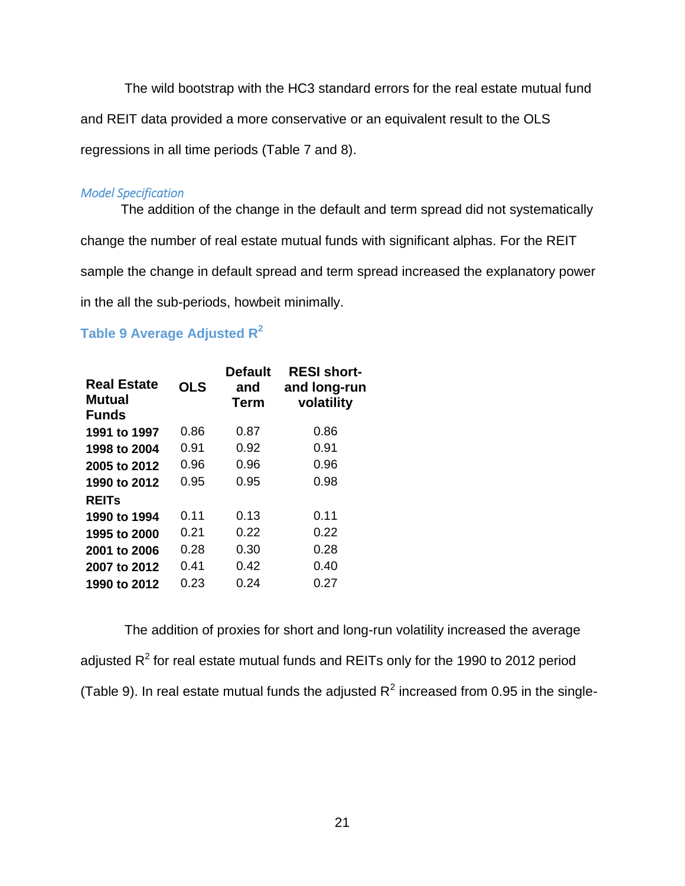The wild bootstrap with the HC3 standard errors for the real estate mutual fund and REIT data provided a more conservative or an equivalent result to the OLS regressions in all time periods (Table 7 and 8).

### *Model Specification*

The addition of the change in the default and term spread did not systematically change the number of real estate mutual funds with significant alphas. For the REIT sample the change in default spread and term spread increased the explanatory power in the all the sub-periods, howbeit minimally.

**Table 9 Average Adjusted $R^2$**

| Real Estate Mutual Funds | OLS | Default and Term | RESI short- and long-run volatility |
|---|---|---|---|
| **1991 to 1997** | 0.86 | 0.87 | 0.86 |
| **1998 to 2004** | 0.91 | 0.92 | 0.91 |
| **2005 to 2012** | 0.96 | 0.96 | 0.96 |
| **1990 to 2012** | 0.95 | 0.95 | 0.98 |
| **REITs** | | | |
| **1990 to 1994** | 0.11 | 0.13 | 0.11 |
| **1995 to 2000** | 0.21 | 0.22 | 0.22 |
| **2001 to 2006** | 0.28 | 0.30 | 0.28 |
| **2007 to 2012** | 0.41 | 0.42 | 0.40 |
| **1990 to 2012** | 0.23 | 0.24 | 0.27 |

The addition of proxies for short and long-run volatility increased the average adjusted $R^2$ for real estate mutual funds and REITs only for the 1990 to 2012 period (Table 9). In real estate mutual funds the adjusted $R^2$ increased from 0.95 in the single-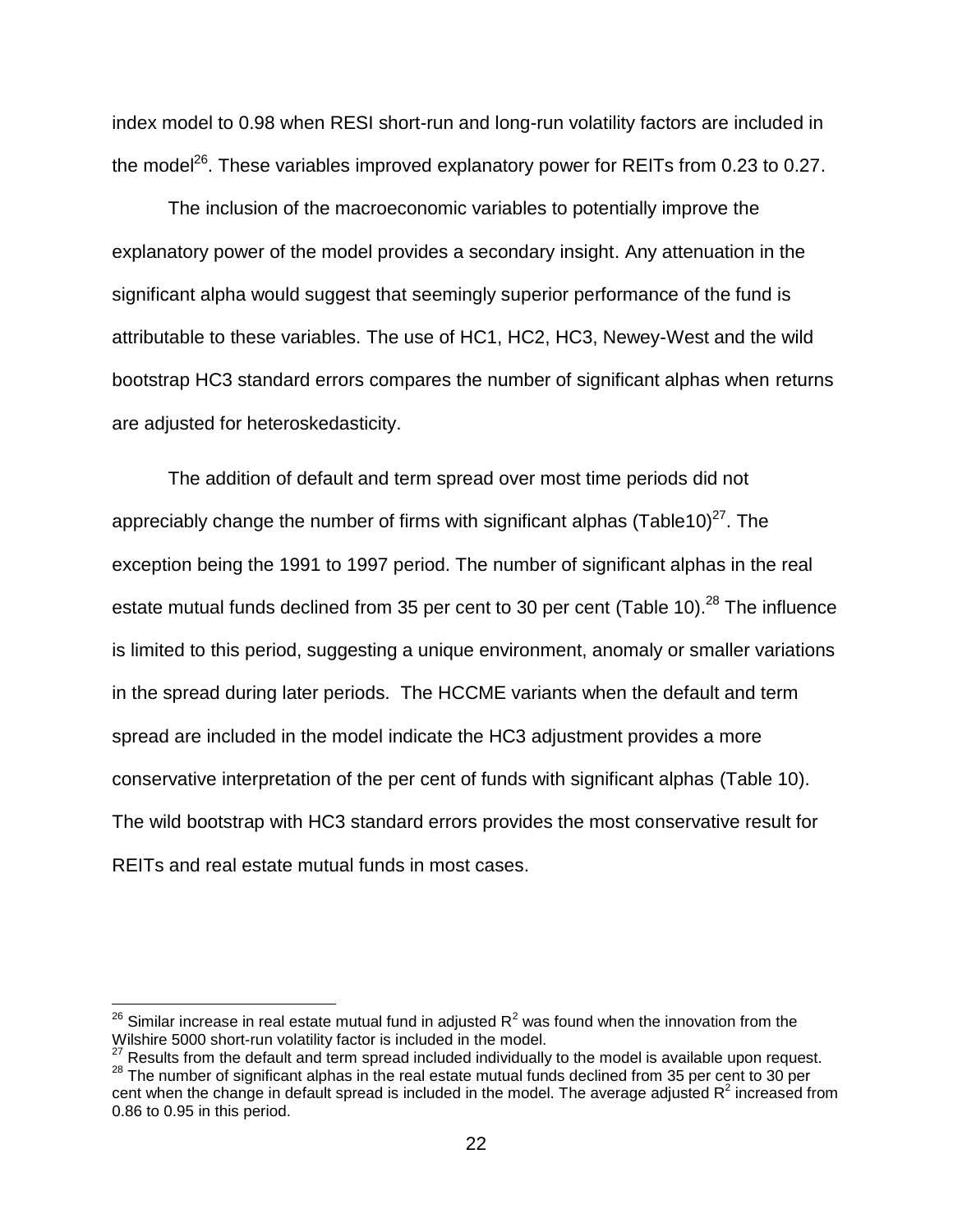index model to 0.98 when RESI short-run and long-run volatility factors are included in the model[26]. These variables improved explanatory power for REITs from 0.23 to 0.27.

The inclusion of the macroeconomic variables to potentially improve the explanatory power of the model provides a secondary insight. Any attenuation in the significant alpha would suggest that seemingly superior performance of the fund is attributable to these variables. The use of HC1, HC2, HC3, Newey-West and the wild bootstrap HC3 standard errors compares the number of significant alphas when returns are adjusted for heteroskedasticity.

The addition of default and term spread over most time periods did not appreciably change the number of firms with significant alphas (Table10)[27]. The exception being the 1991 to 1997 period. The number of significant alphas in the real estate mutual funds declined from 35 per cent to 30 per cent (Table 10).[28] The influence is limited to this period, suggesting a unique environment, anomaly or smaller variations in the spread during later periods. The HCCME variants when the default and term spread are included in the model indicate the HC3 adjustment provides a more conservative interpretation of the per cent of funds with significant alphas (Table 10). The wild bootstrap with HC3 standard errors provides the most conservative result for REITs and real estate mutual funds in most cases.

---

[26] Similar increase in real estate mutual fund in adjusted $R^2$ was found when the innovation from the Wilshire 5000 short-run volatility factor is included in the model.

[27] Results from the default and term spread included individually to the model is available upon request.

[28] The number of significant alphas in the real estate mutual funds declined from 35 per cent to 30 per cent when the change in default spread is included in the model. The average adjusted $R^2$ increased from 0.86 to 0.95 in this period.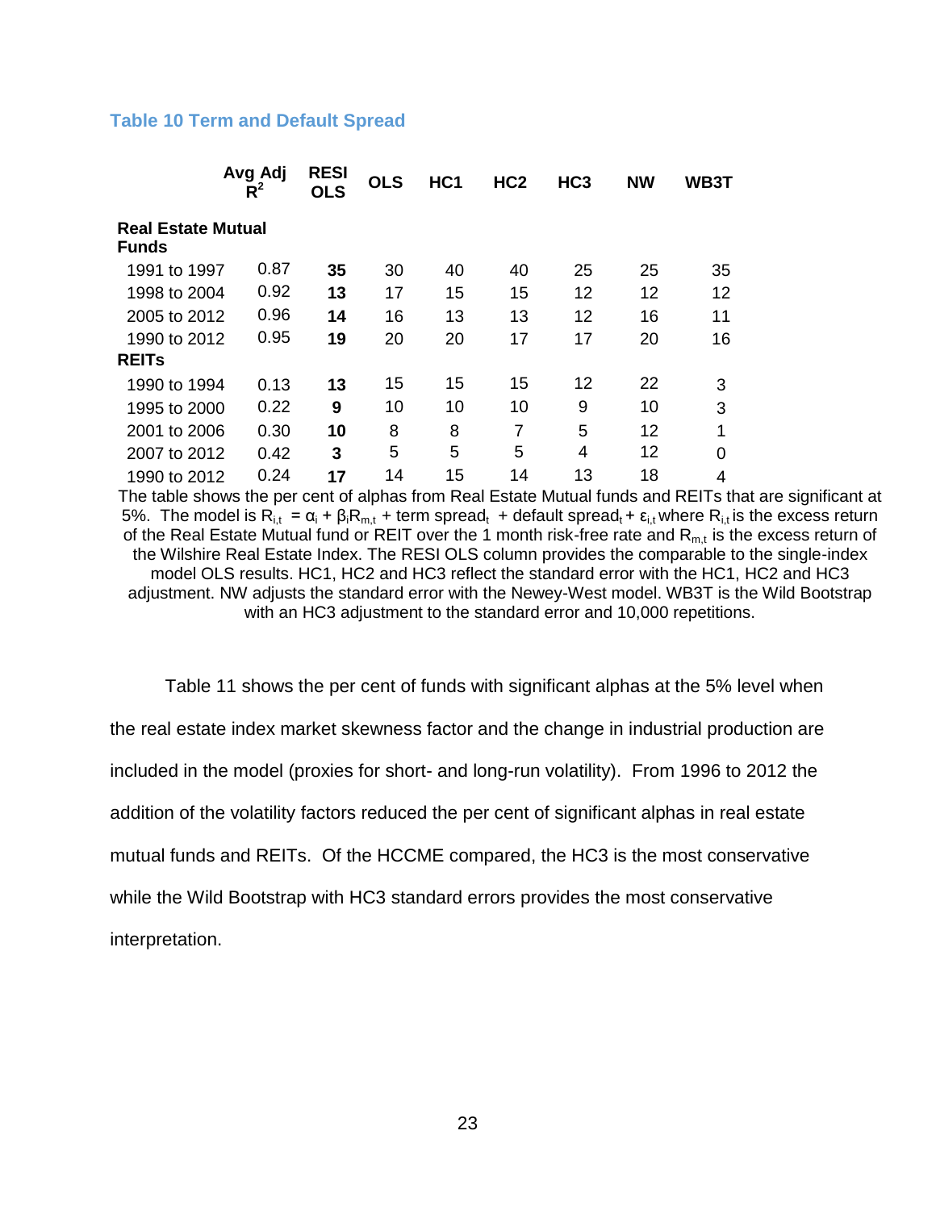### Table 10 Term and Default Spread

| | Avg Adj $R^2$ | RESI OLS | OLS | HC1 | HC2 | HC3 | NW | WB3T |
|---|---|---|---|---|---|---|---|---|
| **Real Estate Mutual Funds** | | | | | | | | |
| 1991 to 1997 | 0.87 | **35** | 30 | 40 | 40 | 25 | 25 | 35 |
| 1998 to 2004 | 0.92 | **13** | 17 | 15 | 15 | 12 | 12 | 12 |
| 2005 to 2012 | 0.96 | **14** | 16 | 13 | 13 | 12 | 16 | 11 |
| 1990 to 2012 | 0.95 | **19** | 20 | 20 | 17 | 17 | 20 | 16 |
| **REITs** | | | | | | | | |
| 1990 to 1994 | 0.13 | **13** | 15 | 15 | 15 | 12 | 22 | 3 |
| 1995 to 2000 | 0.22 | **9** | 10 | 10 | 10 | 9 | 10 | 3 |
| 2001 to 2006 | 0.30 | **10** | 8 | 8 | 7 | 5 | 12 | 1 |
| 2007 to 2012 | 0.42 | **3** | 5 | 5 | 5 | 4 | 12 | 0 |
| 1990 to 2012 | 0.24 | **17** | 14 | 15 | 14 | 13 | 18 | 4 |

The table shows the per cent of alphas from Real Estate Mutual funds and REITs that are significant at 5%. The model is $R_{i,t} = \alpha_i + \beta_i R_{m,t} + \text{term spread}_t + \text{default spread}_t + \varepsilon_{i,t}$ where $R_{i,t}$ is the excess return of the Real Estate Mutual fund or REIT over the 1 month risk-free rate and $R_{m,t}$ is the excess return of the Wilshire Real Estate Index. The RESI OLS column provides the comparable to the single-index model OLS results. HC1, HC2 and HC3 reflect the standard error with the HC1, HC2 and HC3 adjustment. NW adjusts the standard error with the Newey-West model. WB3T is the Wild Bootstrap with an HC3 adjustment to the standard error and 10,000 repetitions.

Table 11 shows the per cent of funds with significant alphas at the 5% level when the real estate index market skewness factor and the change in industrial production are included in the model (proxies for short- and long-run volatility). From 1996 to 2012 the addition of the volatility factors reduced the per cent of significant alphas in real estate mutual funds and REITs. Of the HCCME compared, the HC3 is the most conservative while the Wild Bootstrap with HC3 standard errors provides the most conservative interpretation.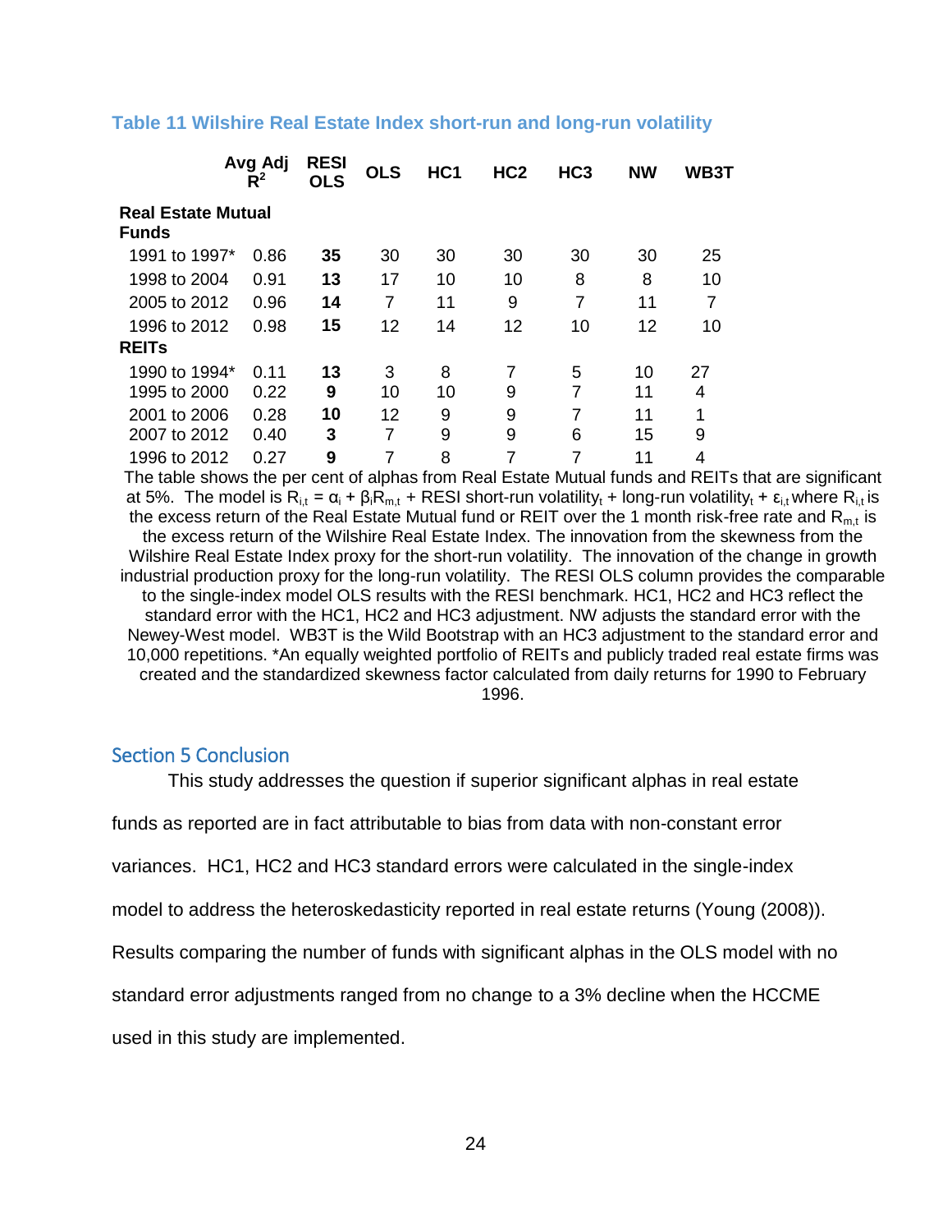### Table 11 Wilshire Real Estate Index short-run and long-run volatility

| | Avg Adj $R^2$ | RESI OLS | OLS | HC1 | HC2 | HC3 | NW | WB3T |
|---|---|---|---|---|---|---|---|---|
| **Real Estate Mutual Funds** | | | | | | | | |
| 1991 to 1997* | 0.86 | **35** | 30 | 30 | 30 | 30 | 30 | 25 |
| 1998 to 2004 | 0.91 | **13** | 17 | 10 | 10 | 8 | 8 | 10 |
| 2005 to 2012 | 0.96 | **14** | 7 | 11 | 9 | 7 | 11 | 7 |
| 1996 to 2012 | 0.98 | **15** | 12 | 14 | 12 | 10 | 12 | 10 |
| **REITs** | | | | | | | | |
| 1990 to 1994* | 0.11 | **13** | 3 | 8 | 7 | 5 | 10 | 27 |
| 1995 to 2000 | 0.22 | **9** | 10 | 10 | 9 | 7 | 11 | 4 |
| 2001 to 2006 | 0.28 | **10** | 12 | 9 | 9 | 7 | 11 | 1 |
| 2007 to 2012 | 0.40 | **3** | 7 | 9 | 9 | 6 | 15 | 9 |
| 1996 to 2012 | 0.27 | **9** | 7 | 8 | 7 | 7 | 11 | 4 |

The table shows the per cent of alphas from Real Estate Mutual funds and REITs that are significant at 5%. The model is $R_{i,t} = \alpha_i + \beta_i R_{m,t}$ + RESI short-run volatility$_t$ + long-run volatility$_t$ + $\varepsilon_{i,t}$ where $R_{i,t}$ is the excess return of the Real Estate Mutual fund or REIT over the 1 month risk-free rate and $R_{m,t}$ is the excess return of the Wilshire Real Estate Index. The innovation from the skewness from the Wilshire Real Estate Index proxy for the short-run volatility. The innovation of the change in growth industrial production proxy for the long-run volatility. The RESI OLS column provides the comparable to the single-index model OLS results with the RESI benchmark. HC1, HC2 and HC3 reflect the standard error with the HC1, HC2 and HC3 adjustment. NW adjusts the standard error with the Newey-West model. WB3T is the Wild Bootstrap with an HC3 adjustment to the standard error and 10,000 repetitions. *An equally weighted portfolio of REITs and publicly traded real estate firms was created and the standardized skewness factor calculated from daily returns for 1990 to February 1996.

## Section 5 Conclusion

This study addresses the question if superior significant alphas in real estate funds as reported are in fact attributable to bias from data with non-constant error variances. HC1, HC2 and HC3 standard errors were calculated in the single-index model to address the heteroskedasticity reported in real estate returns (Young (2008)). Results comparing the number of funds with significant alphas in the OLS model with no standard error adjustments ranged from no change to a 3% decline when the HCCME used in this study are implemented.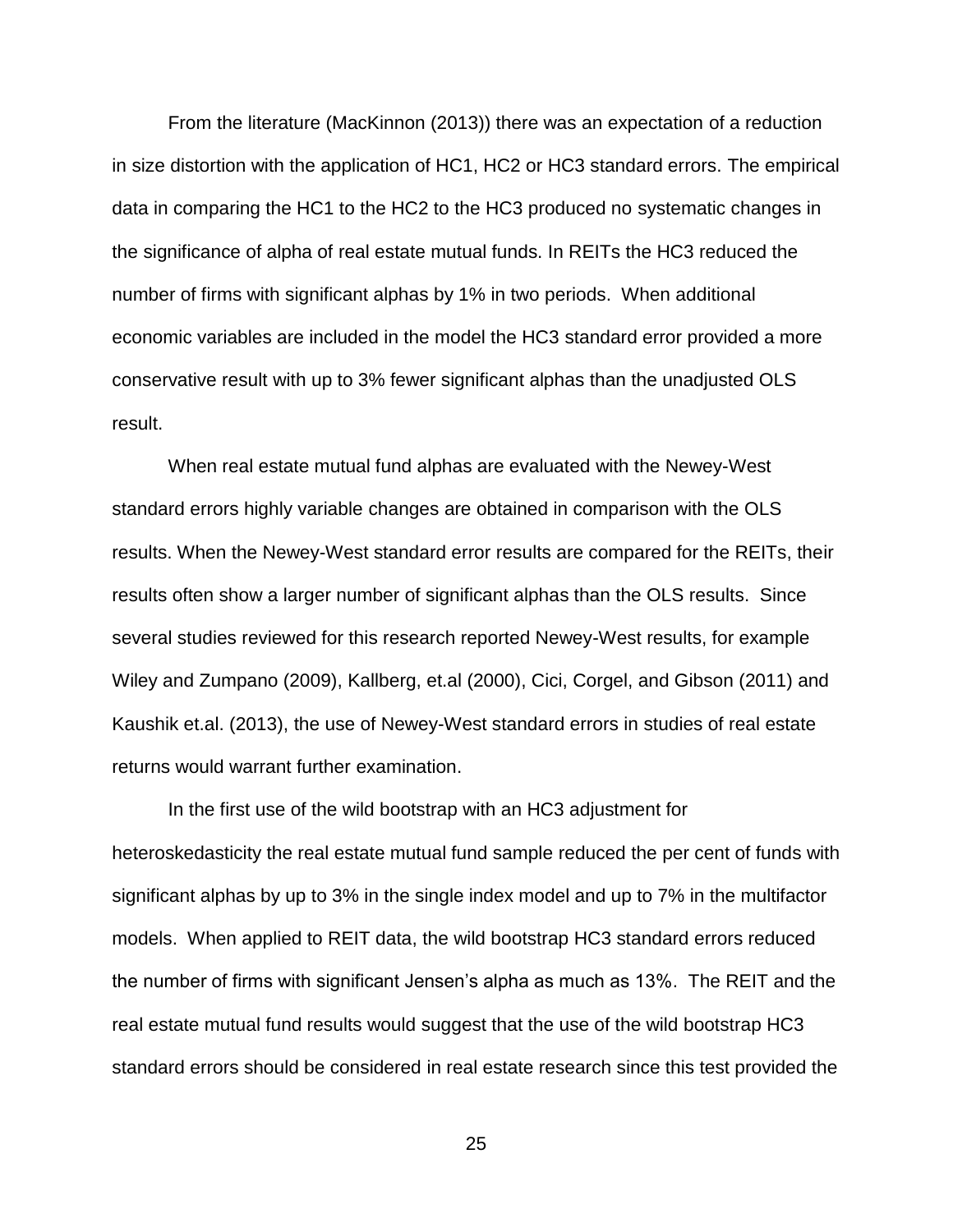From the literature (MacKinnon (2013)) there was an expectation of a reduction in size distortion with the application of HC1, HC2 or HC3 standard errors. The empirical data in comparing the HC1 to the HC2 to the HC3 produced no systematic changes in the significance of alpha of real estate mutual funds. In REITs the HC3 reduced the number of firms with significant alphas by 1% in two periods. When additional economic variables are included in the model the HC3 standard error provided a more conservative result with up to 3% fewer significant alphas than the unadjusted OLS result.

When real estate mutual fund alphas are evaluated with the Newey-West standard errors highly variable changes are obtained in comparison with the OLS results. When the Newey-West standard error results are compared for the REITs, their results often show a larger number of significant alphas than the OLS results. Since several studies reviewed for this research reported Newey-West results, for example Wiley and Zumpano (2009), Kallberg, et.al (2000), Cici, Corgel, and Gibson (2011) and Kaushik et.al. (2013), the use of Newey-West standard errors in studies of real estate returns would warrant further examination.

In the first use of the wild bootstrap with an HC3 adjustment for heteroskedasticity the real estate mutual fund sample reduced the per cent of funds with significant alphas by up to 3% in the single index model and up to 7% in the multifactor models. When applied to REIT data, the wild bootstrap HC3 standard errors reduced the number of firms with significant Jensen's alpha as much as 13%. The REIT and the real estate mutual fund results would suggest that the use of the wild bootstrap HC3 standard errors should be considered in real estate research since this test provided the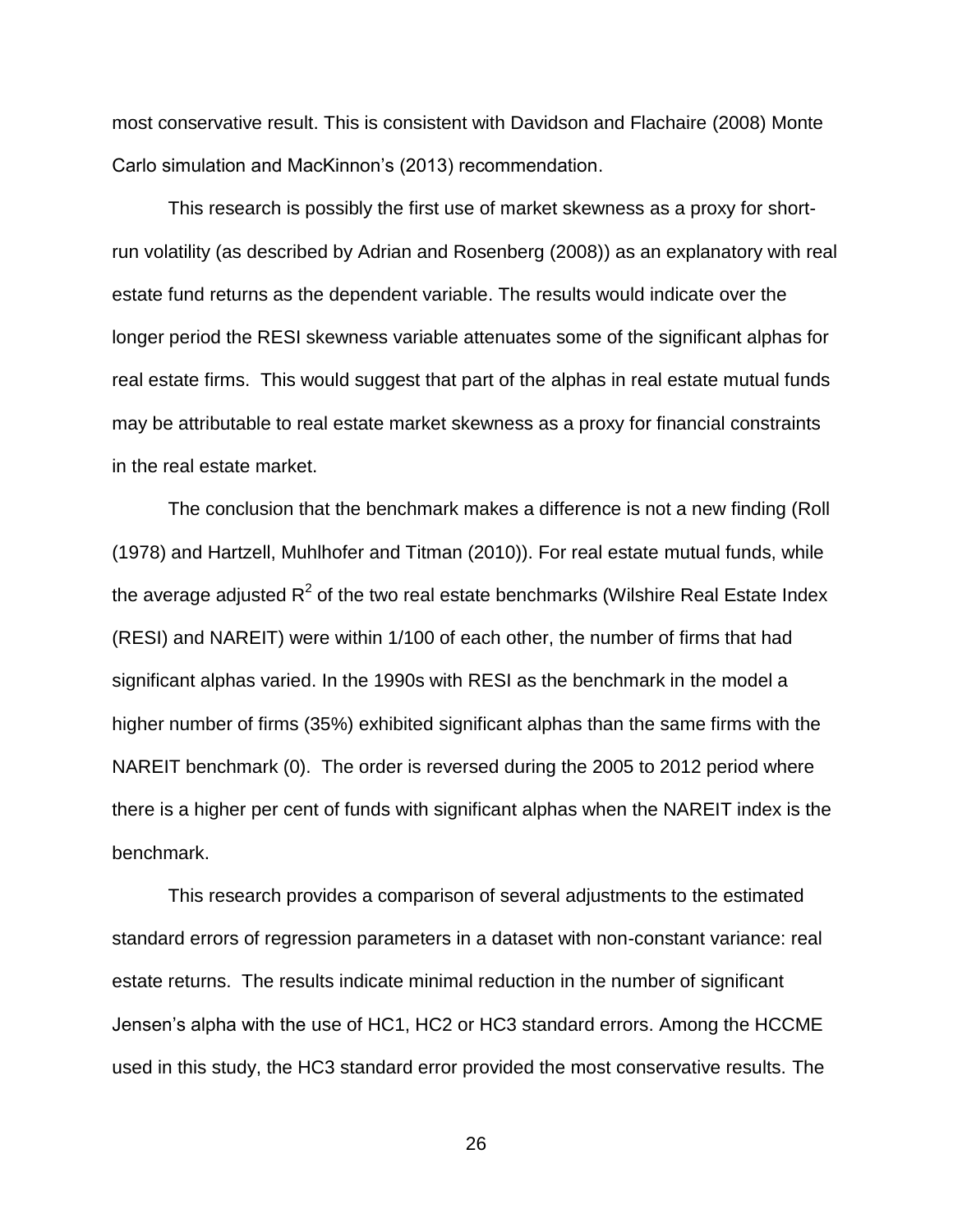most conservative result. This is consistent with Davidson and Flachaire (2008) Monte Carlo simulation and MacKinnon's (2013) recommendation.

This research is possibly the first use of market skewness as a proxy for short-run volatility (as described by Adrian and Rosenberg (2008)) as an explanatory with real estate fund returns as the dependent variable. The results would indicate over the longer period the RESI skewness variable attenuates some of the significant alphas for real estate firms. This would suggest that part of the alphas in real estate mutual funds may be attributable to real estate market skewness as a proxy for financial constraints in the real estate market.

The conclusion that the benchmark makes a difference is not a new finding (Roll (1978) and Hartzell, Muhlhofer and Titman (2010)). For real estate mutual funds, while the average adjusted $R^2$ of the two real estate benchmarks (Wilshire Real Estate Index (RESI) and NAREIT) were within 1/100 of each other, the number of firms that had significant alphas varied. In the 1990s with RESI as the benchmark in the model a higher number of firms (35%) exhibited significant alphas than the same firms with the NAREIT benchmark (0). The order is reversed during the 2005 to 2012 period where there is a higher per cent of funds with significant alphas when the NAREIT index is the benchmark.

This research provides a comparison of several adjustments to the estimated standard errors of regression parameters in a dataset with non-constant variance: real estate returns. The results indicate minimal reduction in the number of significant Jensen's alpha with the use of HC1, HC2 or HC3 standard errors. Among the HCCME used in this study, the HC3 standard error provided the most conservative results. The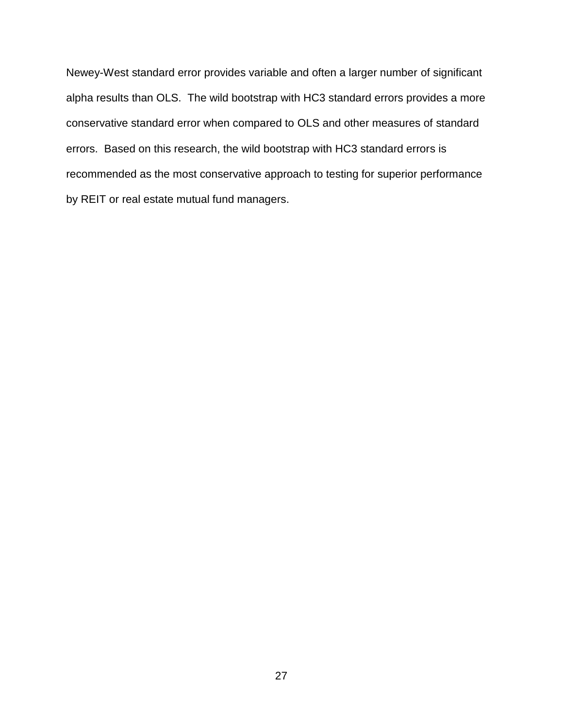Newey-West standard error provides variable and often a larger number of significant alpha results than OLS. The wild bootstrap with HC3 standard errors provides a more conservative standard error when compared to OLS and other measures of standard errors. Based on this research, the wild bootstrap with HC3 standard errors is recommended as the most conservative approach to testing for superior performance by REIT or real estate mutual fund managers.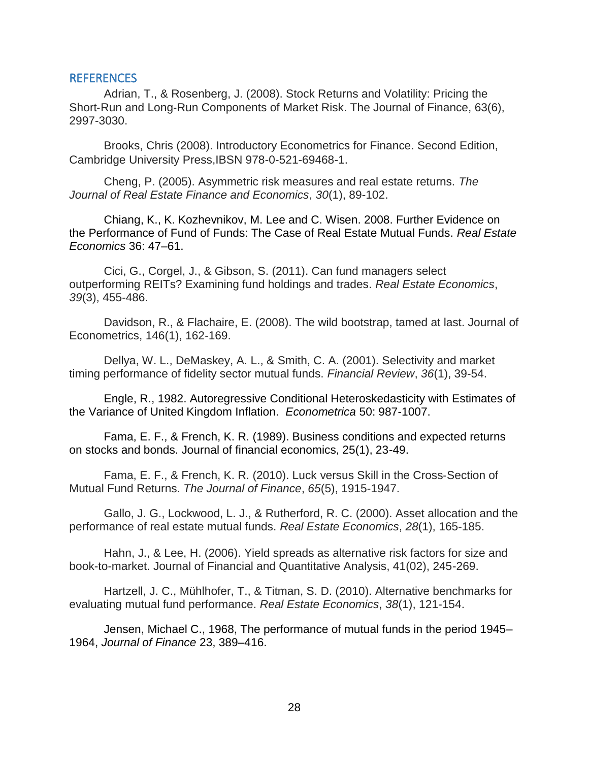## REFERENCES

Adrian, T., & Rosenberg, J. (2008). Stock Returns and Volatility: Pricing the Short-Run and Long-Run Components of Market Risk. The Journal of Finance, 63(6), 2997-3030.

Brooks, Chris (2008). Introductory Econometrics for Finance. Second Edition, Cambridge University Press,IBSN 978-0-521-69468-1.

Cheng, P. (2005). Asymmetric risk measures and real estate returns. *The Journal of Real Estate Finance and Economics*, *30*(1), 89-102.

Chiang, K., K. Kozhevnikov, M. Lee and C. Wisen. 2008. Further Evidence on the Performance of Fund of Funds: The Case of Real Estate Mutual Funds. *Real Estate Economics* 36: 47–61.

Cici, G., Corgel, J., & Gibson, S. (2011). Can fund managers select outperforming REITs? Examining fund holdings and trades. *Real Estate Economics*, *39*(3), 455-486.

Davidson, R., & Flachaire, E. (2008). The wild bootstrap, tamed at last. Journal of Econometrics, 146(1), 162-169.

Dellya, W. L., DeMaskey, A. L., & Smith, C. A. (2001). Selectivity and market timing performance of fidelity sector mutual funds. *Financial Review*, *36*(1), 39-54.

Engle, R., 1982. Autoregressive Conditional Heteroskedasticity with Estimates of the Variance of United Kingdom Inflation. *Econometrica* 50: 987-1007.

Fama, E. F., & French, K. R. (1989). Business conditions and expected returns on stocks and bonds. Journal of financial economics, 25(1), 23-49.

Fama, E. F., & French, K. R. (2010). Luck versus Skill in the Cross‐Section of Mutual Fund Returns. *The Journal of Finance*, *65*(5), 1915-1947.

Gallo, J. G., Lockwood, L. J., & Rutherford, R. C. (2000). Asset allocation and the performance of real estate mutual funds. *Real Estate Economics*, *28*(1), 165-185.

Hahn, J., & Lee, H. (2006). Yield spreads as alternative risk factors for size and book-to-market. Journal of Financial and Quantitative Analysis, 41(02), 245-269.

Hartzell, J. C., Mühlhofer, T., & Titman, S. D. (2010). Alternative benchmarks for evaluating mutual fund performance. *Real Estate Economics*, *38*(1), 121-154.

Jensen, Michael C., 1968, The performance of mutual funds in the period 1945–1964, *Journal of Finance* 23, 389–416.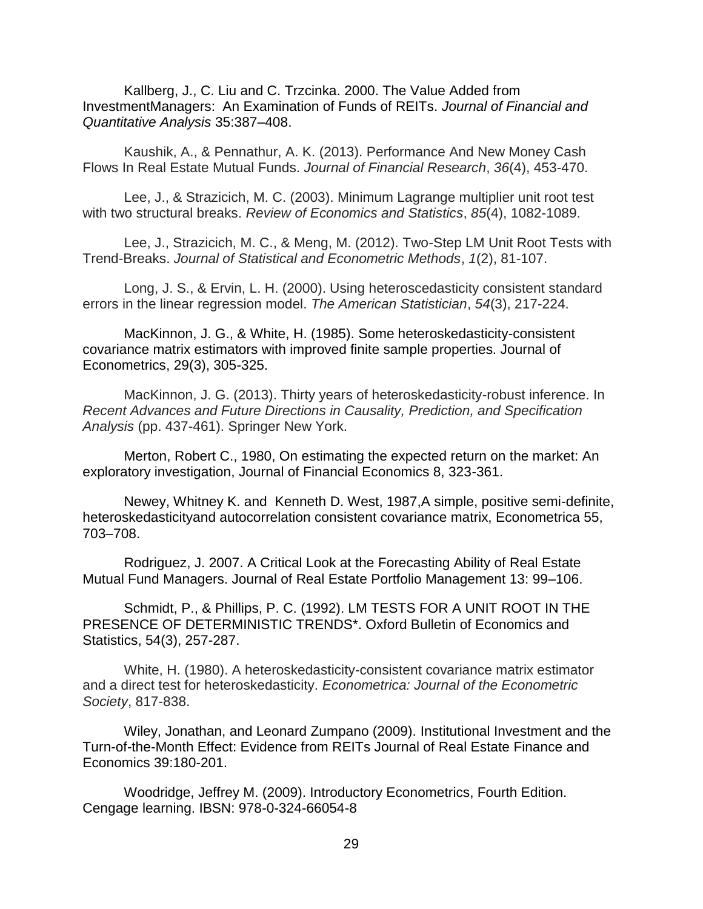Kallberg, J., C. Liu and C. Trzcinka. 2000. The Value Added from InvestmentManagers: An Examination of Funds of REITs. *Journal of Financial and Quantitative Analysis* 35:387–408.

Kaushik, A., & Pennathur, A. K. (2013). Performance And New Money Cash Flows In Real Estate Mutual Funds. *Journal of Financial Research*, *36*(4), 453-470.

Lee, J., & Strazicich, M. C. (2003). Minimum Lagrange multiplier unit root test with two structural breaks. *Review of Economics and Statistics*, *85*(4), 1082-1089.

Lee, J., Strazicich, M. C., & Meng, M. (2012). Two-Step LM Unit Root Tests with Trend-Breaks. *Journal of Statistical and Econometric Methods*, *1*(2), 81-107.

Long, J. S., & Ervin, L. H. (2000). Using heteroscedasticity consistent standard errors in the linear regression model. *The American Statistician*, *54*(3), 217-224.

MacKinnon, J. G., & White, H. (1985). Some heteroskedasticity-consistent covariance matrix estimators with improved finite sample properties. Journal of Econometrics, 29(3), 305-325.

MacKinnon, J. G. (2013). Thirty years of heteroskedasticity-robust inference. In *Recent Advances and Future Directions in Causality, Prediction, and Specification Analysis* (pp. 437-461). Springer New York.

Merton, Robert C., 1980, On estimating the expected return on the market: An exploratory investigation, Journal of Financial Economics 8, 323-361.

Newey, Whitney K. and Kenneth D. West, 1987,A simple, positive semi-definite, heteroskedasticityand autocorrelation consistent covariance matrix, Econometrica 55, 703–708.

Rodriguez, J. 2007. A Critical Look at the Forecasting Ability of Real Estate Mutual Fund Managers. Journal of Real Estate Portfolio Management 13: 99–106.

Schmidt, P., & Phillips, P. C. (1992). LM TESTS FOR A UNIT ROOT IN THE PRESENCE OF DETERMINISTIC TRENDS*. Oxford Bulletin of Economics and Statistics, 54(3), 257-287.

White, H. (1980). A heteroskedasticity-consistent covariance matrix estimator and a direct test for heteroskedasticity. *Econometrica: Journal of the Econometric Society*, 817-838.

Wiley, Jonathan, and Leonard Zumpano (2009). Institutional Investment and the Turn-of-the-Month Effect: Evidence from REITs Journal of Real Estate Finance and Economics 39:180-201.

Woodridge, Jeffrey M. (2009). Introductory Econometrics, Fourth Edition. Cengage learning. IBSN: 978-0-324-66054-8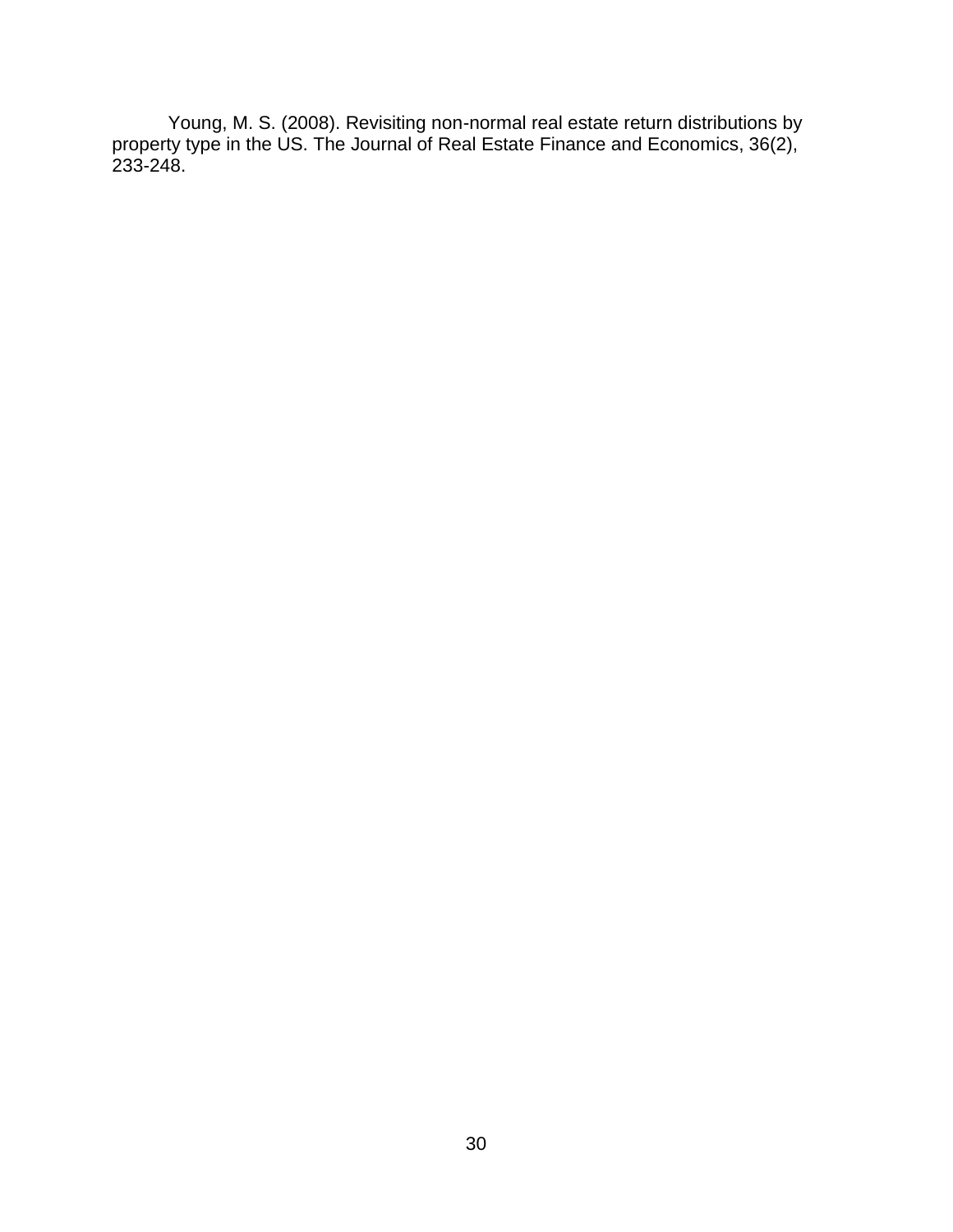Young, M. S. (2008). Revisiting non-normal real estate return distributions by property type in the US. The Journal of Real Estate Finance and Economics, 36(2), 233-248.